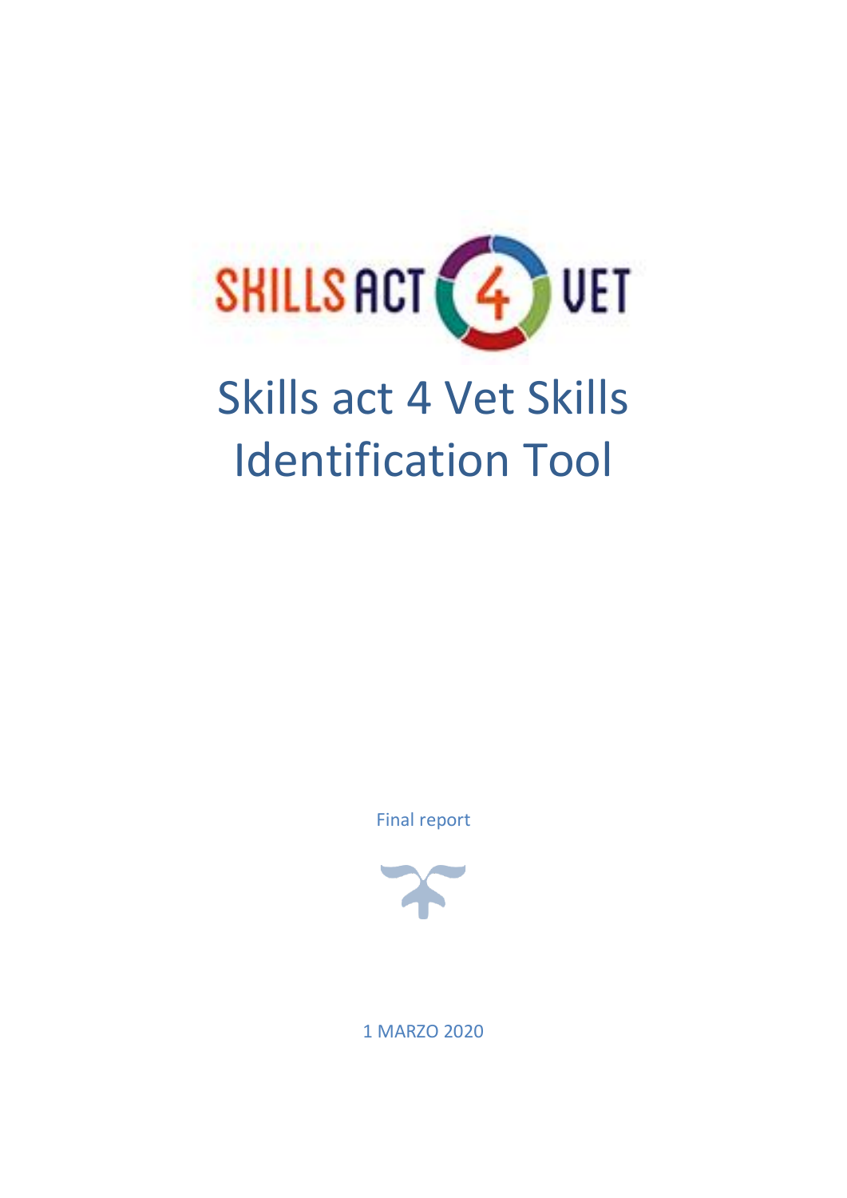# Skills act 4 Vet Skills Identification Tool

Final report

1 MARZO 2020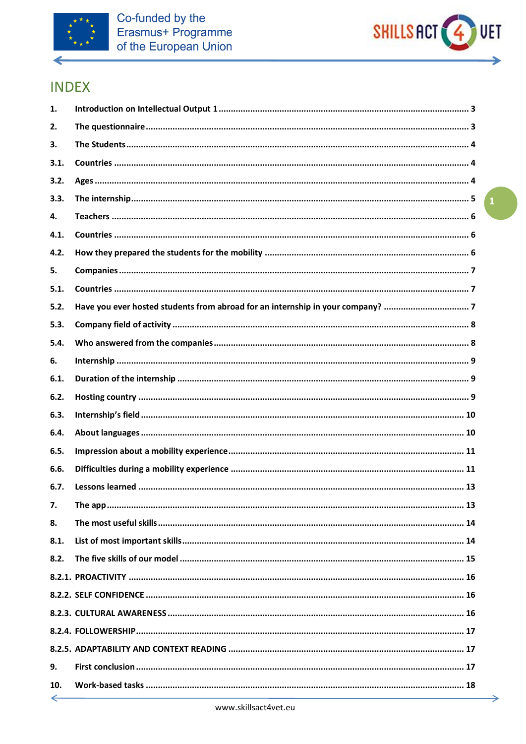# INDEX

| | | |
|---|---|---|
| 1. | Introduction on Intellectual Output 1 | 3 |
| 2. | The questionnaire | 3 |
| 3. | The Students | 4 |
| 3.1. | Countries | 4 |
| 3.2. | Ages | 4 |
| 3.3. | The internship | 5 |
| 4. | Teachers | 6 |
| 4.1. | Countries | 6 |
| 4.2. | How they prepared the students for the mobility | 6 |
| 5. | Companies | 7 |
| 5.1. | Countries | 7 |
| 5.2. | Have you ever hosted students from abroad for an internship in your company? | 7 |
| 5.3. | Company field of activity | 8 |
| 5.4. | Who answered from the companies | 8 |
| 6. | Internship | 9 |
| 6.1. | Duration of the internship | 9 |
| 6.2. | Hosting country | 9 |
| 6.3. | Internship's field | 10 |
| 6.4. | About languages | 10 |
| 6.5. | Impression about a mobility experience | 11 |
| 6.6. | Difficulties during a mobility experience | 11 |
| 6.7. | Lessons learned | 13 |
| 7. | The app | 13 |
| 8. | The most useful skills | 14 |
| 8.1. | List of most important skills | 14 |
| 8.2. | The five skills of our model | 15 |
| 8.2.1. | PROACTIVITY | 16 |
| 8.2.2. | SELF CONFIDENCE | 16 |
| 8.2.3. | CULTURAL AWARENESS | 16 |
| 8.2.4. | FOLLOWERSHIP | 17 |
| 8.2.5. | ADAPTABILITY AND CONTEXT READING | 17 |
| 9. | First conclusion | 17 |
| 10. | Work-based tasks | 18 |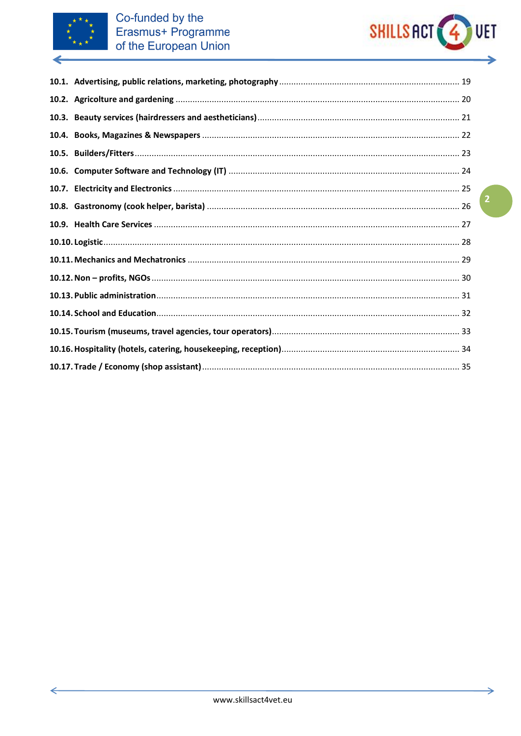10.1. Advertising, public relations, marketing, photography ........ 19

10.2. Agricolture and gardening ........ 20

10.3. Beauty services (hairdressers and aestheticians) ........ 21

10.4. Books, Magazines & Newspapers ........ 22

10.5. Builders/Fitters ........ 23

10.6. Computer Software and Technology (IT) ........ 24

10.7. Electricity and Electronics ........ 25

10.8. Gastronomy (cook helper, barista) ........ 26

10.9. Health Care Services ........ 27

10.10. Logistic ........ 28

10.11. Mechanics and Mechatronics ........ 29

10.12. Non – profits, NGOs ........ 30

10.13. Public administration ........ 31

10.14. School and Education ........ 32

10.15. Tourism (museums, travel agencies, tour operators) ........ 33

10.16. Hospitality (hotels, catering, housekeeping, reception) ........ 34

10.17. Trade / Economy (shop assistant) ........ 35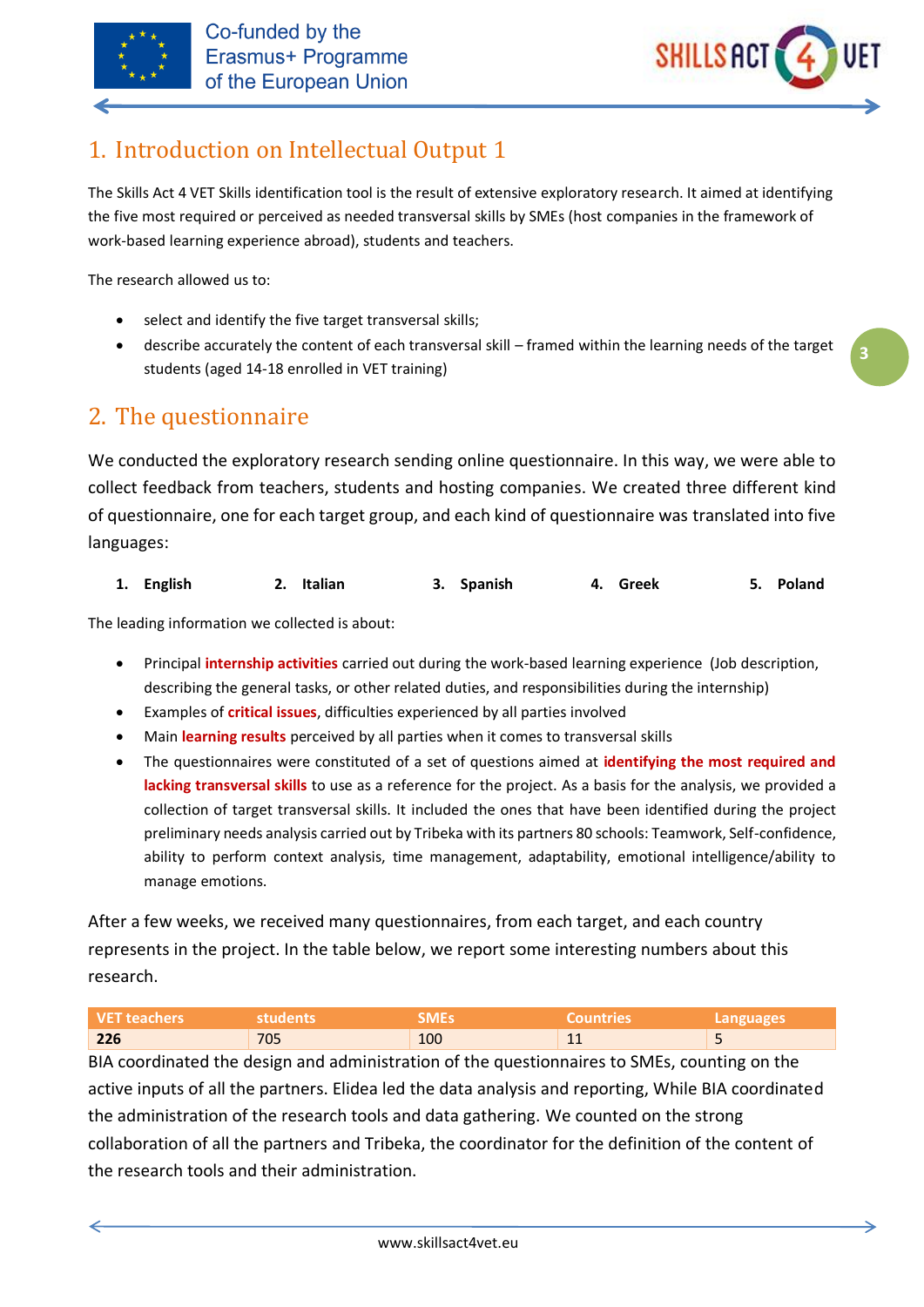# 1. Introduction on Intellectual Output 1

The Skills Act 4 VET Skills identification tool is the result of extensive exploratory research. It aimed at identifying the five most required or perceived as needed transversal skills by SMEs (host companies in the framework of work-based learning experience abroad), students and teachers.

The research allowed us to:

- select and identify the five target transversal skills;
- describe accurately the content of each transversal skill – framed within the learning needs of the target students (aged 14-18 enrolled in VET training)

# 2. The questionnaire

We conducted the exploratory research sending online questionnaire. In this way, we were able to collect feedback from teachers, students and hosting companies. We created three different kind of questionnaire, one for each target group, and each kind of questionnaire was translated into five languages:

1. **English**
2. **Italian**
3. **Spanish**
4. **Greek**
5. **Poland**

The leading information we collected is about:

- Principal **internship activities** carried out during the work-based learning experience (Job description, describing the general tasks, or other related duties, and responsibilities during the internship)
- Examples of **critical issues**, difficulties experienced by all parties involved
- Main **learning results** perceived by all parties when it comes to transversal skills
- The questionnaires were constituted of a set of questions aimed at **identifying the most required and lacking transversal skills** to use as a reference for the project. As a basis for the analysis, we provided a collection of target transversal skills. It included the ones that have been identified during the project preliminary needs analysis carried out by Tribeka with its partners 80 schools: Teamwork, Self-confidence, ability to perform context analysis, time management, adaptability, emotional intelligence/ability to manage emotions.

After a few weeks, we received many questionnaires, from each target, and each country represents in the project. In the table below, we report some interesting numbers about this research.

| VET teachers | students | SMEs | Countries | Languages |
|---|---|---|---|---|
| **226** | 705 | 100 | 11 | 5 |

BIA coordinated the design and administration of the questionnaires to SMEs, counting on the active inputs of all the partners. Elidea led the data analysis and reporting, While BIA coordinated the administration of the research tools and data gathering. We counted on the strong collaboration of all the partners and Tribeka, the coordinator for the definition of the content of the research tools and their administration.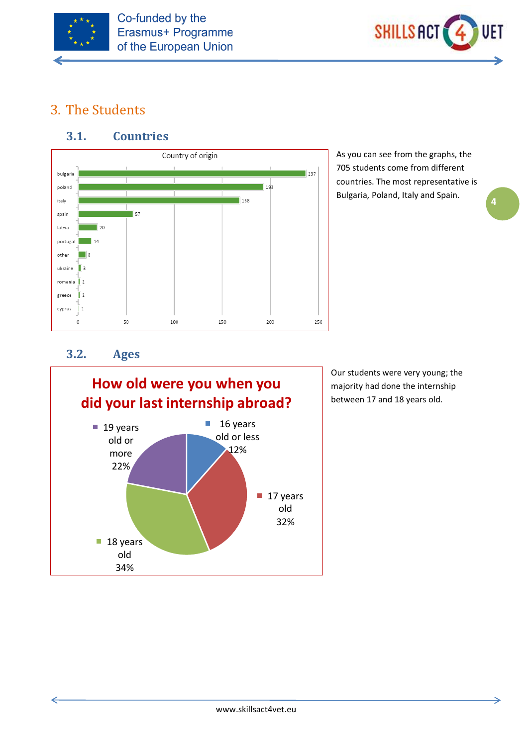## 3. The Students

### 3.1. Countries

Country of origin

| Country | Students |
|---|---|
| bulgaria | 237 |
| poland | 193 |
| italy | 168 |
| spain | 57 |
| latvia | 20 |
| portugal | 14 |
| other | 8 |
| ukraine | 3 |
| romania | 2 |
| greece | 2 |
| cyprus | 1 |

As you can see from the graphs, the 705 students come from different countries. The most representative is Bulgaria, Poland, Italy and Spain.

### 3.2. Ages

**How old were you when you did your last internship abroad?**

| Age | Percentage |
|---|---|
| 16 years old or less | 12% |
| 17 years old | 32% |
| 18 years old | 34% |
| 19 years old or more | 22% |

Our students were very young; the majority had done the internship between 17 and 18 years old.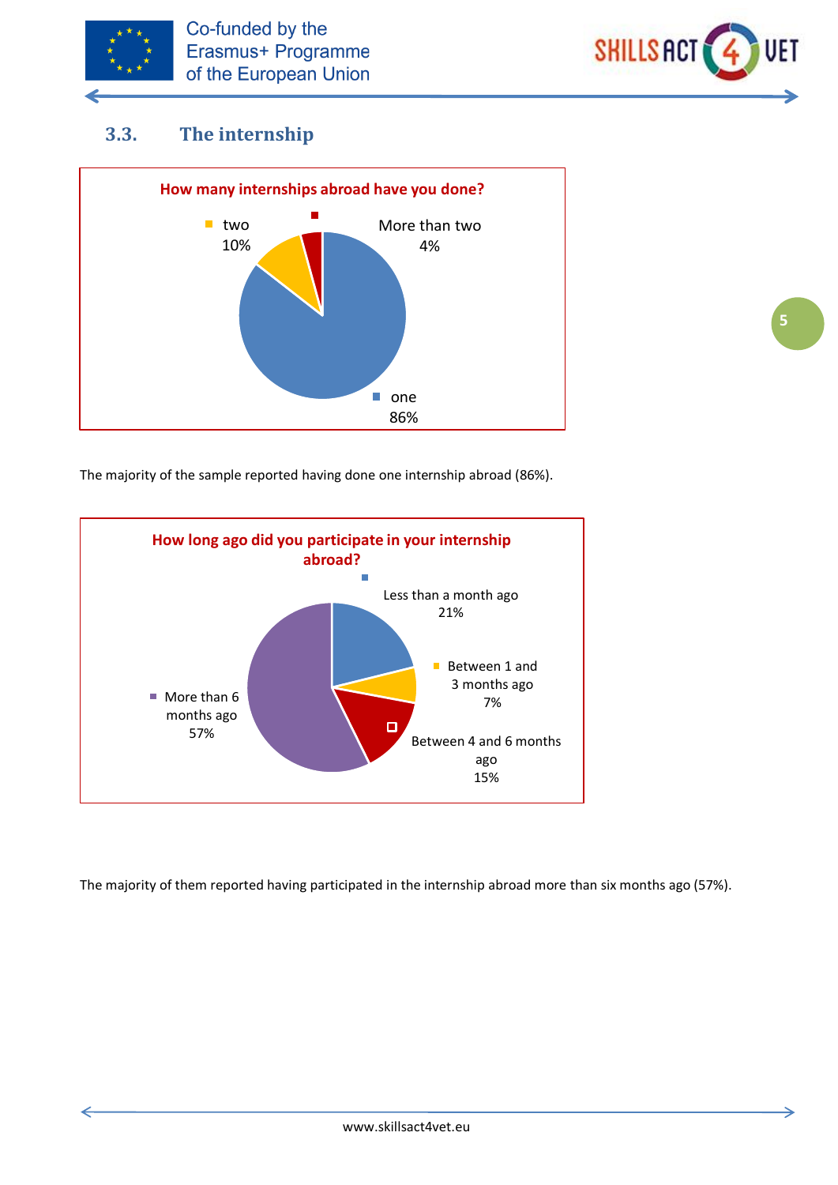## 3.3. The internship

**How many internships abroad have you done?**

- one: 86%
- two: 10%
- More than two: 4%

The majority of the sample reported having done one internship abroad (86%).

**How long ago did you participate in your internship abroad?**

- Less than a month ago: 21%
- Between 1 and 3 months ago: 7%
- Between 4 and 6 months ago: 15%
- More than 6 months ago: 57%

The majority of them reported having participated in the internship abroad more than six months ago (57%).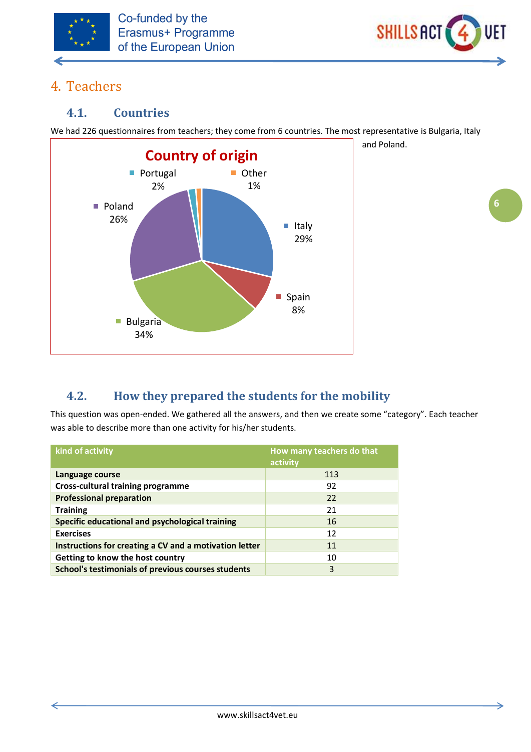# 4. Teachers

## 4.1. Countries

We had 226 questionnaires from teachers; they come from 6 countries. The most representative is Bulgaria, Italy and Poland.

**Country of origin**

- Italy 29%
- Spain 8%
- Bulgaria 34%
- Poland 26%
- Portugal 2%
- Other 1%

## 4.2. How they prepared the students for the mobility

This question was open-ended. We gathered all the answers, and then we create some “category”. Each teacher was able to describe more than one activity for his/her students.

| kind of activity | How many teachers do that activity |
|---|---|
| **Language course** | 113 |
| **Cross-cultural training programme** | 92 |
| **Professional preparation** | 22 |
| **Training** | 21 |
| **Specific educational and psychological training** | 16 |
| **Exercises** | 12 |
| **Instructions for creating a CV and a motivation letter** | 11 |
| **Getting to know the host country** | 10 |
| **School's testimonials of previous courses students** | 3 |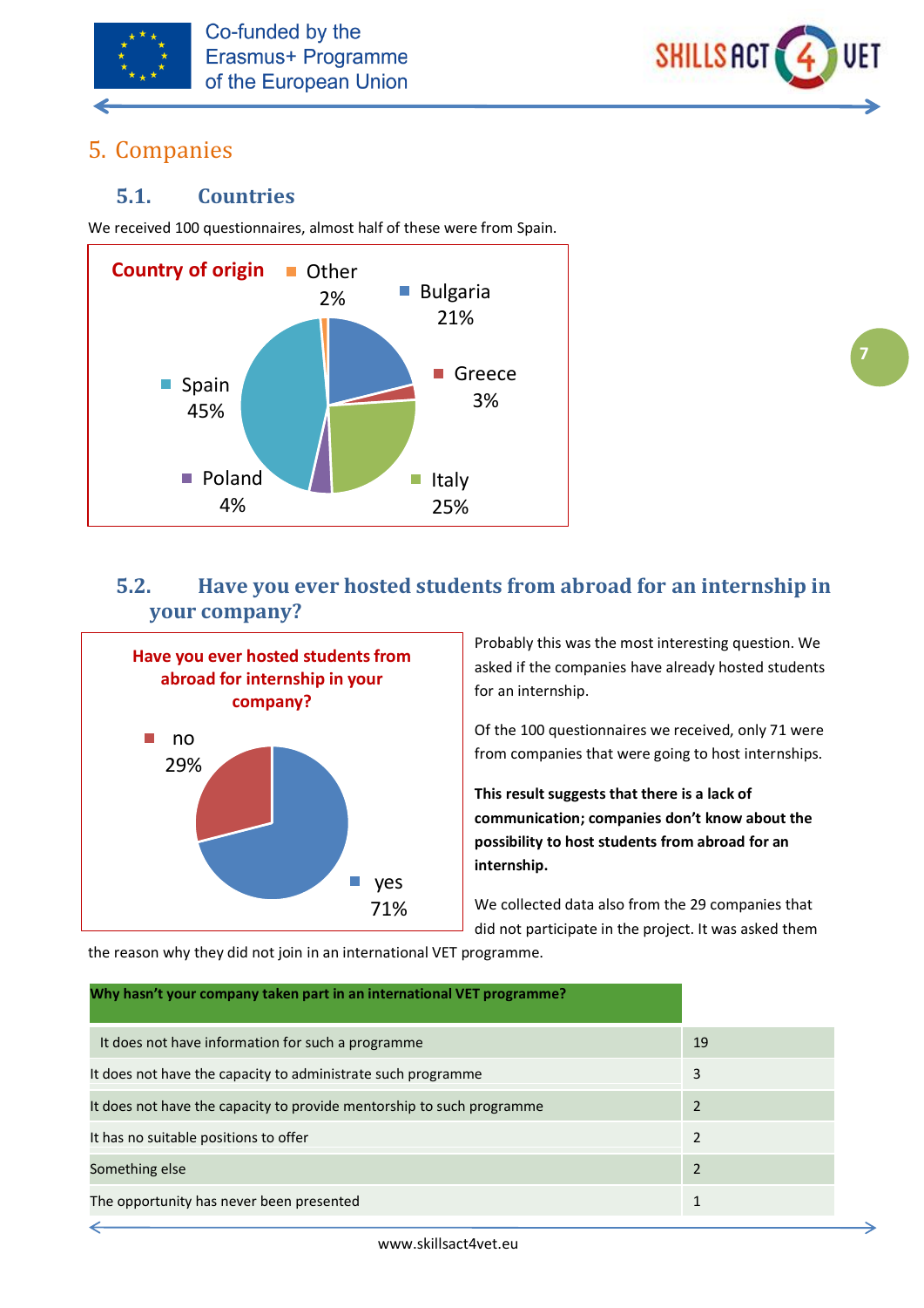# 5. Companies

## 5.1. Countries

We received 100 questionnaires, almost half of these were from Spain.

**Country of origin**

- Other 2%
- Bulgaria 21%
- Greece 3%
- Italy 25%
- Poland 4%
- Spain 45%

## 5.2. Have you ever hosted students from abroad for an internship in your company?

**Have you ever hosted students from abroad for internship in your company?**

- no 29%
- yes 71%

Probably this was the most interesting question. We asked if the companies have already hosted students for an internship.

Of the 100 questionnaires we received, only 71 were from companies that were going to host internships.

**This result suggests that there is a lack of communication; companies don't know about the possibility to host students from abroad for an internship.**

We collected data also from the 29 companies that did not participate in the project. It was asked them the reason why they did not join in an international VET programme.

| Why hasn't your company taken part in an international VET programme? | |
|---|---|
| It does not have information for such a programme | 19 |
| It does not have the capacity to administrate such programme | 3 |
| It does not have the capacity to provide mentorship to such programme | 2 |
| It has no suitable positions to offer | 2 |
| Something else | 2 |
| The opportunity has never been presented | 1 |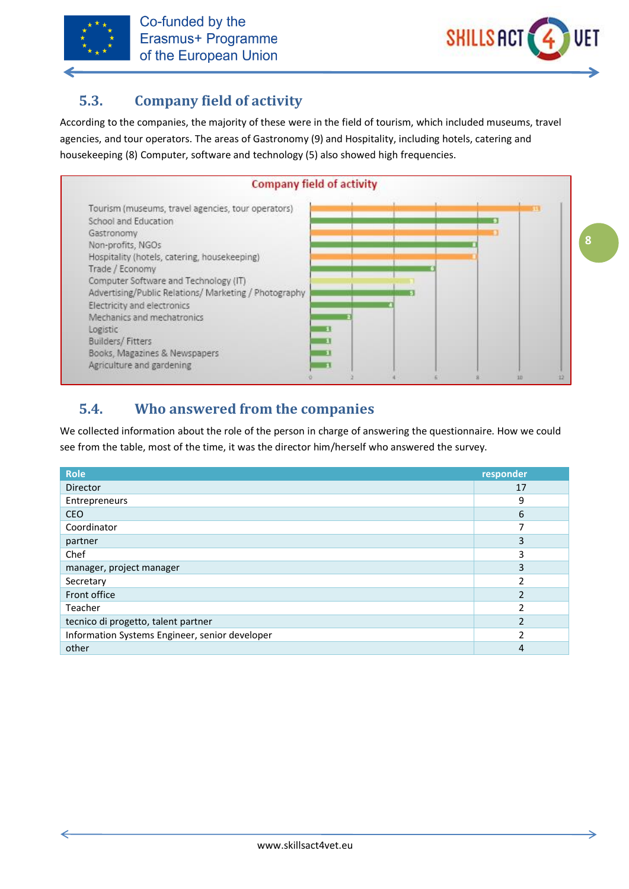## 5.3. Company field of activity

According to the companies, the majority of these were in the field of tourism, which included museums, travel agencies, and tour operators. The areas of Gastronomy (9) and Hospitality, including hotels, catering and housekeeping (8) Computer, software and technology (5) also showed high frequencies.

**Company field of activity**

| Field | Count |
|---|---|
| Tourism (museums, travel agencies, tour operators) | 11 |
| School and Education | 9 |
| Gastronomy | 9 |
| Non-profits, NGOs | 8 |
| Hospitality (hotels, catering, housekeeping) | 8 |
| Trade / Economy | 6 |
| Computer Software and Technology (IT) | 5 |
| Advertising/Public Relations/ Marketing / Photography | 5 |
| Electricity and electronics | 4 |
| Mechanics and mechatronics | 2 |
| Logistic | 1 |
| Builders/ Fitters | 1 |
| Books, Magazines & Newspapers | 1 |
| Agriculture and gardening | 1 |

## 5.4. Who answered from the companies

We collected information about the role of the person in charge of answering the questionnaire. How we could see from the table, most of the time, it was the director him/herself who answered the survey.

| Role | responder |
|---|---|
| Director | 17 |
| Entrepreneurs | 9 |
| CEO | 6 |
| Coordinator | 7 |
| partner | 3 |
| Chef | 3 |
| manager, project manager | 3 |
| Secretary | 2 |
| Front office | 2 |
| Teacher | 2 |
| tecnico di progetto, talent partner | 2 |
| Information Systems Engineer, senior developer | 2 |
| other | 4 |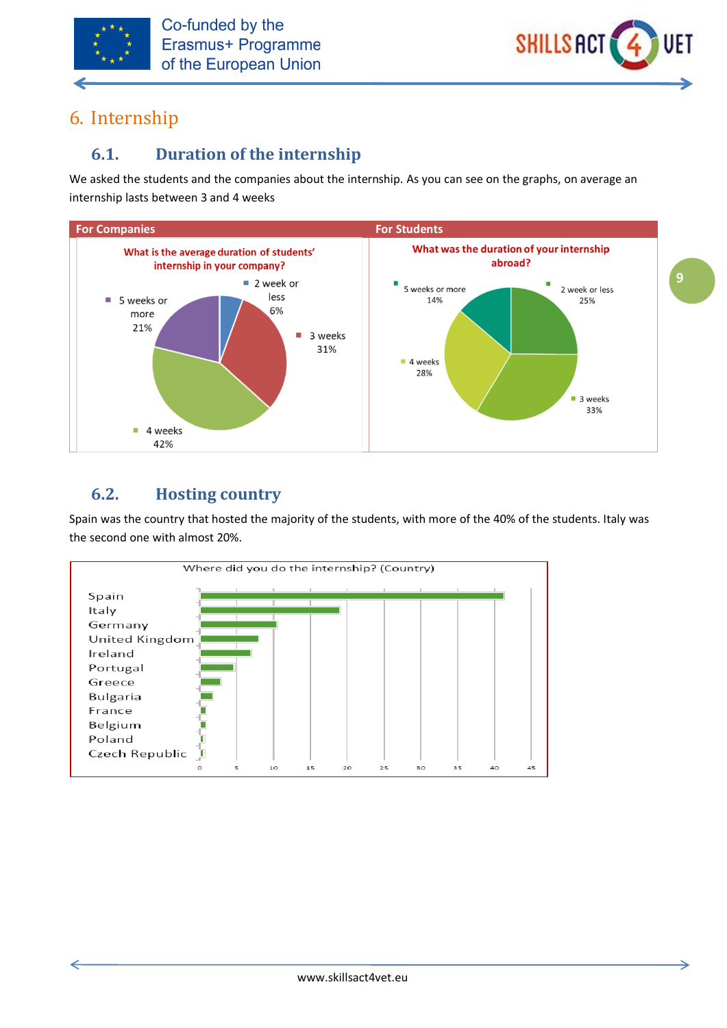# 6. Internship

## 6.1. Duration of the internship

We asked the students and the companies about the internship. As you can see on the graphs, on average an internship lasts between 3 and 4 weeks

| For Companies | For Students |
|---|---|
| **What is the average duration of students' internship in your company?** | **What was the duration of your internship abroad?** |
| 2 week or less 6% | 2 week or less 25% |
| 3 weeks 31% | 3 weeks 33% |
| 4 weeks 42% | 4 weeks 28% |
| 5 weeks or more 21% | 5 weeks or more 14% |

## 6.2. Hosting country

Spain was the country that hosted the majority of the students, with more of the 40% of the students. Italy was the second one with almost 20%.

Where did you do the internship? (Country)

Spain, Italy, Germany, United Kingdom, Ireland, Portugal, Greece, Bulgaria, France, Belgium, Poland, Czech Republic

0 5 10 15 20 25 30 35 40 45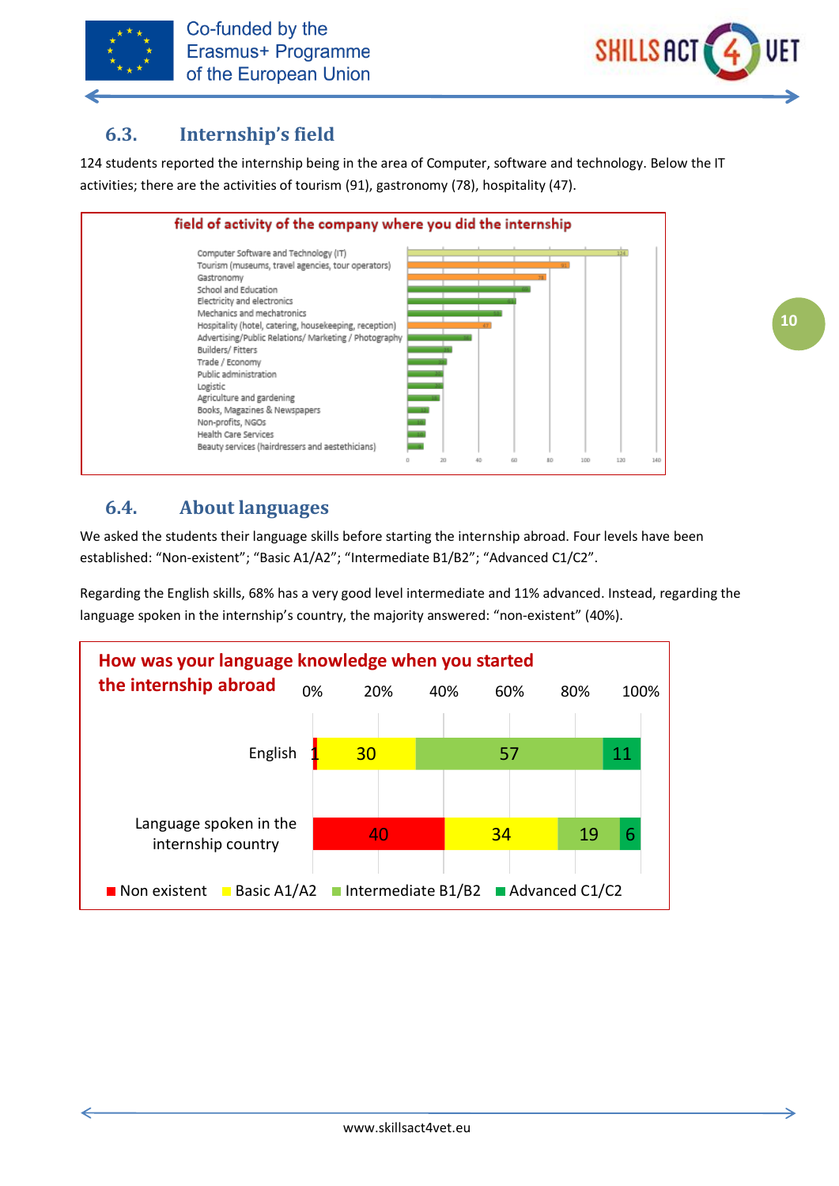## 6.3. Internship's field

124 students reported the internship being in the area of Computer, software and technology. Below the IT activities; there are the activities of tourism (91), gastronomy (78), hospitality (47).

## 6.4. About languages

We asked the students their language skills before starting the internship abroad. Four levels have been established: "Non-existent"; "Basic A1/A2"; "Intermediate B1/B2"; "Advanced C1/C2".

Regarding the English skills, 68% has a very good level intermediate and 11% advanced. Instead, regarding the language spoken in the internship's country, the majority answered: "non-existent" (40%).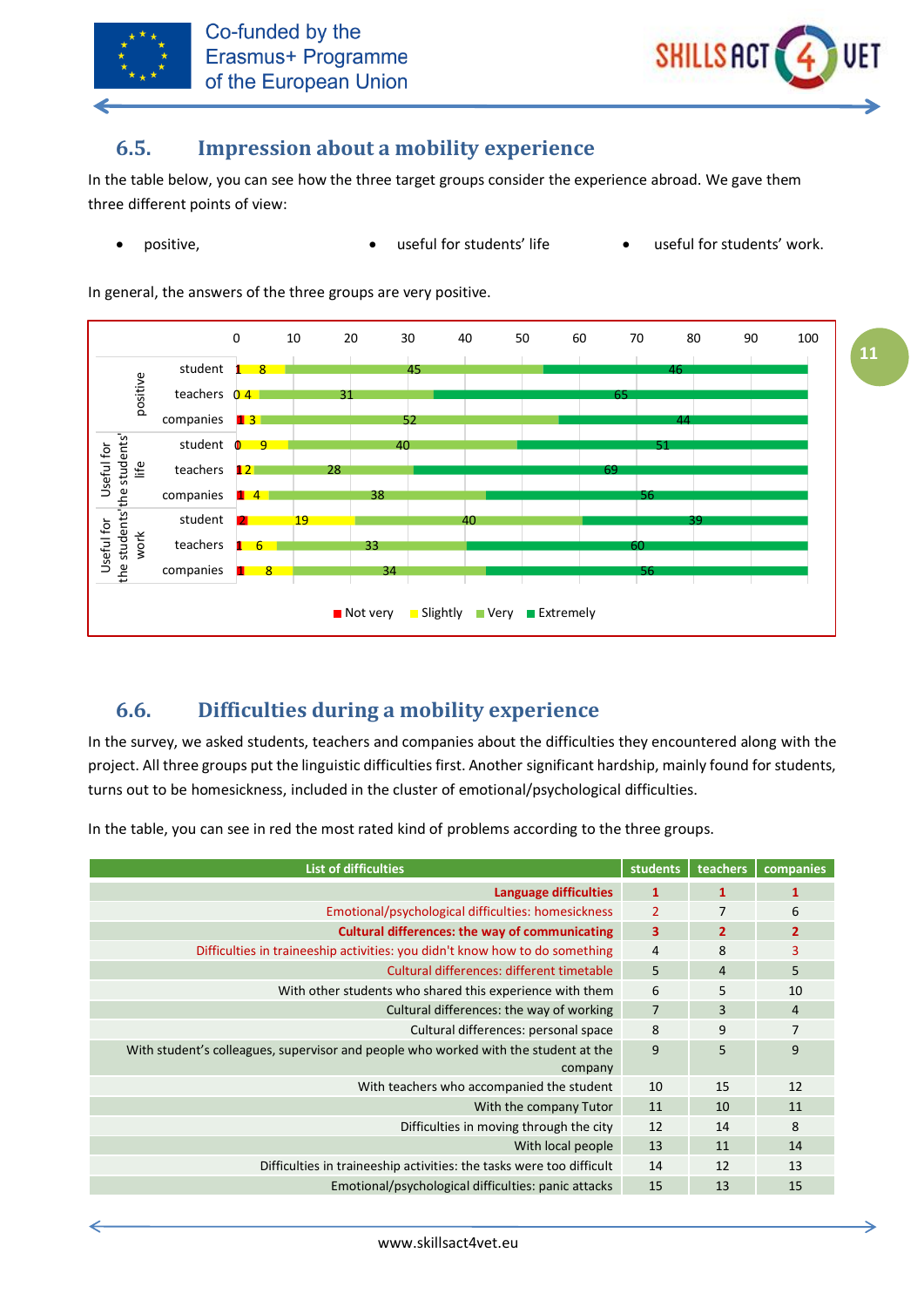## 6.5. Impression about a mobility experience

In the table below, you can see how the three target groups consider the experience abroad. We gave them three different points of view:

- positive,
- useful for students' life
- useful for students' work.

In general, the answers of the three groups are very positive.

| | | Not very | Slightly | Very | Extremely |
|---|---|---|---|---|---|
| positive | student | 1 | 8 | 45 | 46 |
| | teachers | 0 | 4 | 31 | 65 |
| | companies | 1 | 3 | 52 | 44 |
| Useful for the students' life | student | 0 | 9 | 40 | 51 |
| | teachers | 1 | 2 | 28 | 69 |
| | companies | 1 | 4 | 38 | 56 |
| Useful for the students' work | student | 2 | 19 | 40 | 39 |
| | teachers | 1 | 6 | 33 | 60 |
| | companies | 1 | 8 | 34 | 56 |

## 6.6. Difficulties during a mobility experience

In the survey, we asked students, teachers and companies about the difficulties they encountered along with the project. All three groups put the linguistic difficulties first. Another significant hardship, mainly found for students, turns out to be homesickness, included in the cluster of emotional/psychological difficulties.

In the table, you can see in red the most rated kind of problems according to the three groups.

| List of difficulties | students | teachers | companies |
|---|---|---|---|
| **Language difficulties** | **1** | **1** | **1** |
| Emotional/psychological difficulties: homesickness | 2 | 7 | 6 |
| **Cultural differences: the way of communicating** | **3** | **2** | **2** |
| Difficulties in traineeship activities: you didn't know how to do something | 4 | 8 | 3 |
| Cultural differences: different timetable | 5 | 4 | 5 |
| With other students who shared this experience with them | 6 | 5 | 10 |
| Cultural differences: the way of working | 7 | 3 | 4 |
| Cultural differences: personal space | 8 | 9 | 7 |
| With student's colleagues, supervisor and people who worked with the student at the company | 9 | 5 | 9 |
| With teachers who accompanied the student | 10 | 15 | 12 |
| With the company Tutor | 11 | 10 | 11 |
| Difficulties in moving through the city | 12 | 14 | 8 |
| With local people | 13 | 11 | 14 |
| Difficulties in traineeship activities: the tasks were too difficult | 14 | 12 | 13 |
| Emotional/psychological difficulties: panic attacks | 15 | 13 | 15 |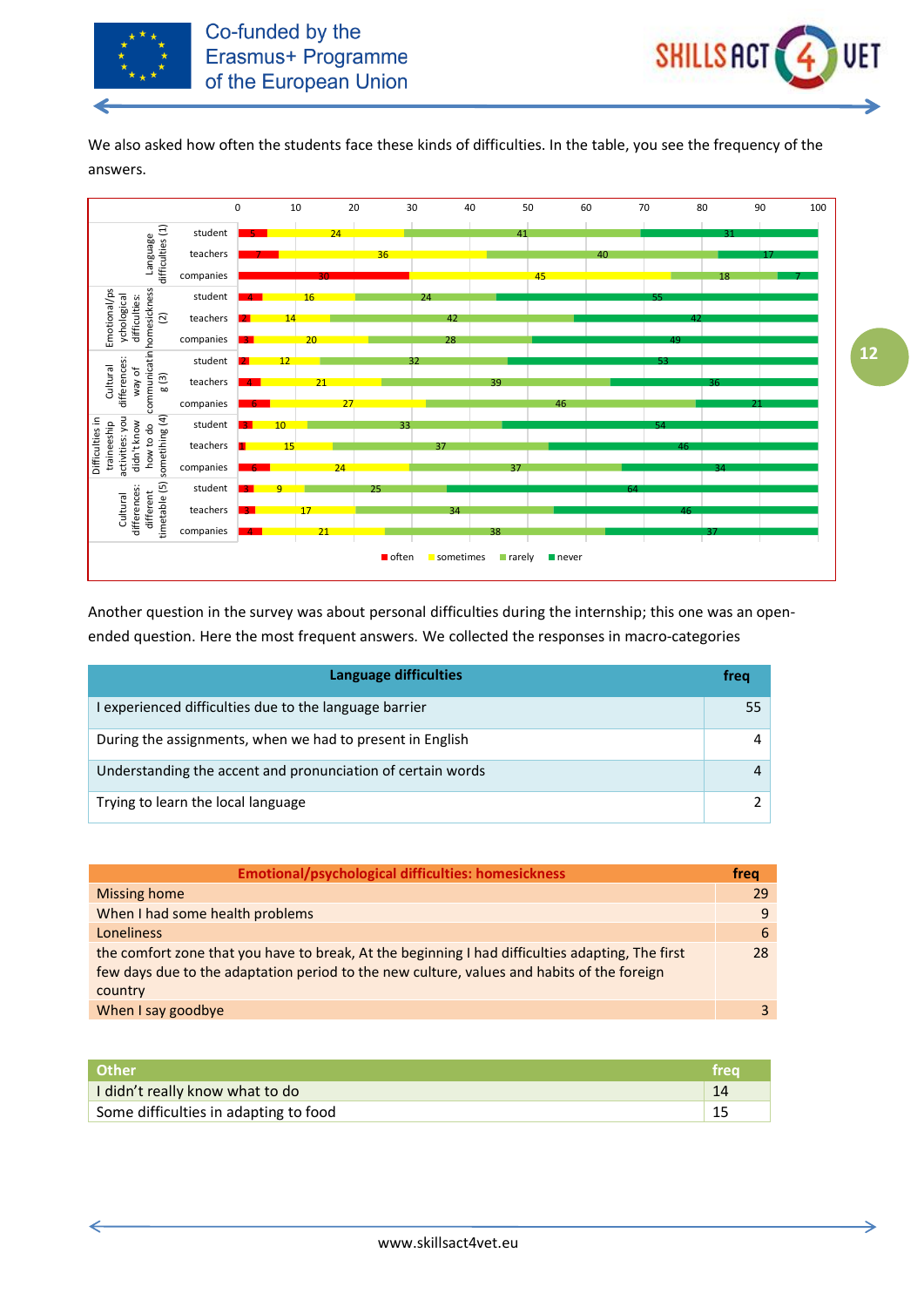We also asked how often the students face these kinds of difficulties. In the table, you see the frequency of the answers.

| Difficulty | Group | often | sometimes | rarely | never |
|---|---|---|---|---|---|
| Language difficulties (1) | student | 5 | 24 | 41 | 31 |
| | teachers | 7 | 36 | 40 | 17 |
| | companies | 30 | 45 | 18 | 7 |
| Emotional/psychological difficulties: homesickness (2) | student | 4 | 16 | 24 | 55 |
| | teachers | 2 | 14 | 42 | 42 |
| | companies | 3 | 20 | 28 | 49 |
| Cultural differences: way of communicating (3) | student | 2 | 12 | 32 | 53 |
| | teachers | 4 | 21 | 39 | 36 |
| | companies | 6 | 27 | 46 | 21 |
| Difficulties in traineeship activities: you didn't know how to do something (4) | student | 3 | 10 | 33 | 54 |
| | teachers | 1 | 15 | 37 | 46 |
| | companies | 6 | 24 | 37 | 34 |
| Cultural differences: different timetable (5) | student | 3 | 9 | 25 | 64 |
| | teachers | 3 | 17 | 34 | 46 |
| | companies | 4 | 21 | 38 | 37 |

Another question in the survey was about personal difficulties during the internship; this one was an open-ended question. Here the most frequent answers. We collected the responses in macro-categories

| Language difficulties | freq |
|---|---|
| I experienced difficulties due to the language barrier | 55 |
| During the assignments, when we had to present in English | 4 |
| Understanding the accent and pronunciation of certain words | 4 |
| Trying to learn the local language | 2 |

| Emotional/psychological difficulties: homesickness | freq |
|---|---|
| Missing home | 29 |
| When I had some health problems | 9 |
| Loneliness | 6 |
| the comfort zone that you have to break, At the beginning I had difficulties adapting, The first few days due to the adaptation period to the new culture, values and habits of the foreign country | 28 |
| When I say goodbye | 3 |

| Other | freq |
|---|---|
| I didn't really know what to do | 14 |
| Some difficulties in adapting to food | 15 |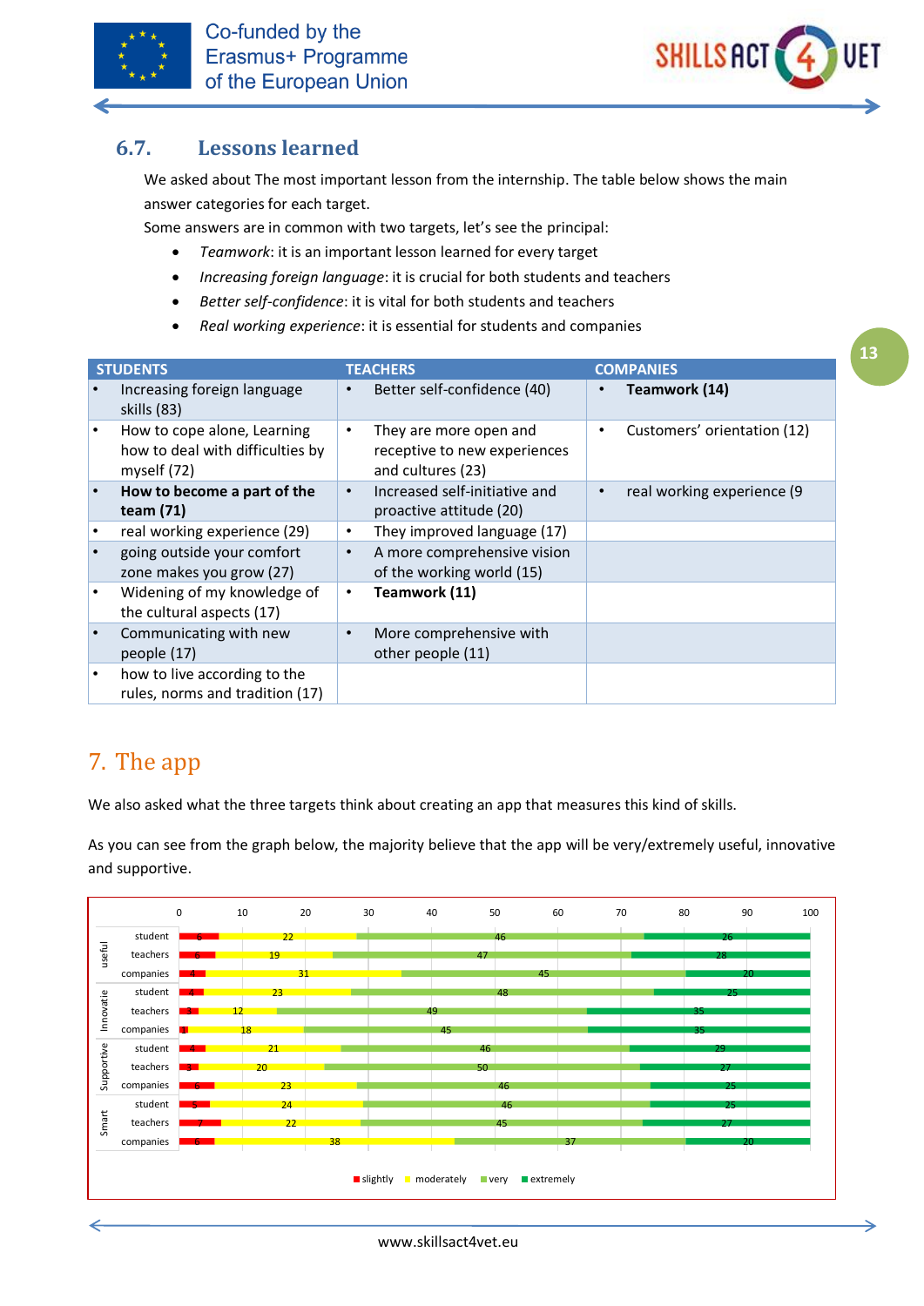## 6.7. Lessons learned

We asked about The most important lesson from the internship. The table below shows the main answer categories for each target.

Some answers are in common with two targets, let's see the principal:

- *Teamwork*: it is an important lesson learned for every target
- *Increasing foreign language*: it is crucial for both students and teachers
- *Better self-confidence*: it is vital for both students and teachers
- *Real working experience*: it is essential for students and companies

| STUDENTS | TEACHERS | COMPANIES |
|---|---|---|
| • Increasing foreign language skills (83) | • Better self-confidence (40) | • **Teamwork (14)** |
| • How to cope alone, Learning how to deal with difficulties by myself (72) | • They are more open and receptive to new experiences and cultures (23) | • Customers' orientation (12) |
| • **How to become a part of the team (71)** | • Increased self-initiative and proactive attitude (20) | • real working experience (9 |
| • real working experience (29) | • They improved language (17) | |
| • going outside your comfort zone makes you grow (27) | • A more comprehensive vision of the working world (15) | |
| • Widening of my knowledge of the cultural aspects (17) | • **Teamwork (11)** | |
| • Communicating with new people (17) | • More comprehensive with other people (11) | |
| • how to live according to the rules, norms and tradition (17) | | |

# 7. The app

We also asked what the three targets think about creating an app that measures this kind of skills.

As you can see from the graph below, the majority believe that the app will be very/extremely useful, innovative and supportive.

| | | slightly | moderately | very | extremely |
|---|---|---|---|---|---|
| useful | student | 6 | 22 | 46 | 26 |
| | teachers | 6 | 19 | 47 | 28 |
| | companies | 4 | 31 | 45 | 20 |
| Innovatie | student | 4 | 23 | 48 | 25 |
| | teachers | 3 | 12 | 49 | 35 |
| | companies | 1 | 18 | 45 | 35 |
| Supportive | student | 4 | 21 | 46 | 29 |
| | teachers | 3 | 20 | 50 | 27 |
| | companies | 6 | 23 | 46 | 25 |
| Smart | student | 5 | 24 | 46 | 25 |
| | teachers | 7 | 22 | 45 | 27 |
| | companies | 6 | 38 | 37 | 20 |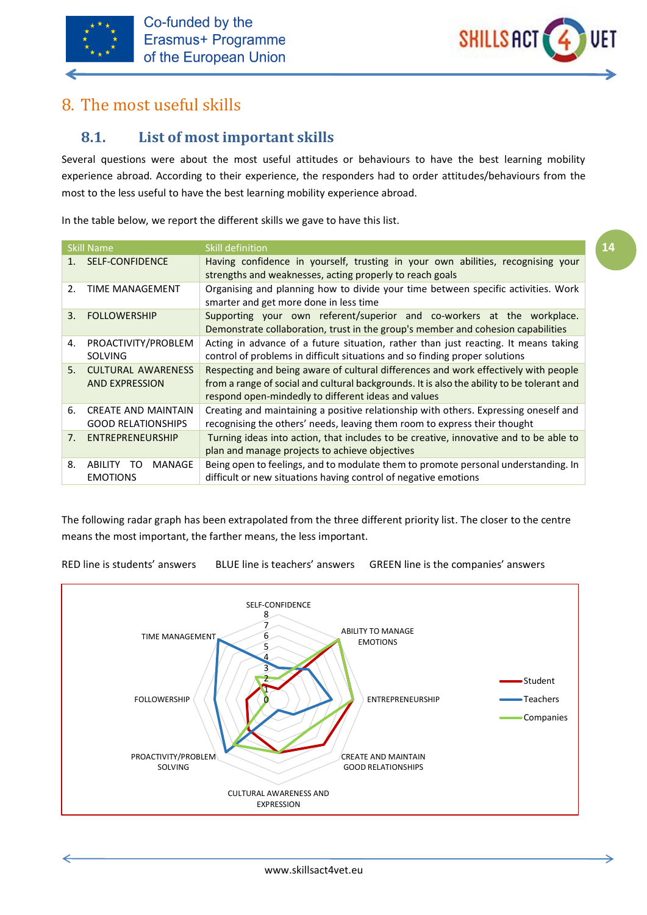# 8. The most useful skills

## 8.1. List of most important skills

Several questions were about the most useful attitudes or behaviours to have the best learning mobility experience abroad. According to their experience, the responders had to order attitudes/behaviours from the most to the less useful to have the best learning mobility experience abroad.

In the table below, we report the different skills we gave to have this list.

| Skill Name | Skill definition |
|---|---|
| 1. SELF-CONFIDENCE | Having confidence in yourself, trusting in your own abilities, recognising your strengths and weaknesses, acting properly to reach goals |
| 2. TIME MANAGEMENT | Organising and planning how to divide your time between specific activities. Work smarter and get more done in less time |
| 3. FOLLOWERSHIP | Supporting your own referent/superior and co-workers at the workplace. Demonstrate collaboration, trust in the group's member and cohesion capabilities |
| 4. PROACTIVITY/PROBLEM SOLVING | Acting in advance of a future situation, rather than just reacting. It means taking control of problems in difficult situations and so finding proper solutions |
| 5. CULTURAL AWARENESS AND EXPRESSION | Respecting and being aware of cultural differences and work effectively with people from a range of social and cultural backgrounds. It is also the ability to be tolerant and respond open-mindedly to different ideas and values |
| 6. CREATE AND MAINTAIN GOOD RELATIONSHIPS | Creating and maintaining a positive relationship with others. Expressing oneself and recognising the others' needs, leaving them room to express their thought |
| 7. ENTREPRENEURSHIP | Turning ideas into action, that includes to be creative, innovative and to be able to plan and manage projects to achieve objectives |
| 8. ABILITY TO MANAGE EMOTIONS | Being open to feelings, and to modulate them to promote personal understanding. In difficult or new situations having control of negative emotions |

The following radar graph has been extrapolated from the three different priority list. The closer to the centre means the most important, the farther means, the less important.

RED line is students' answers BLUE line is teachers' answers GREEN line is the companies' answers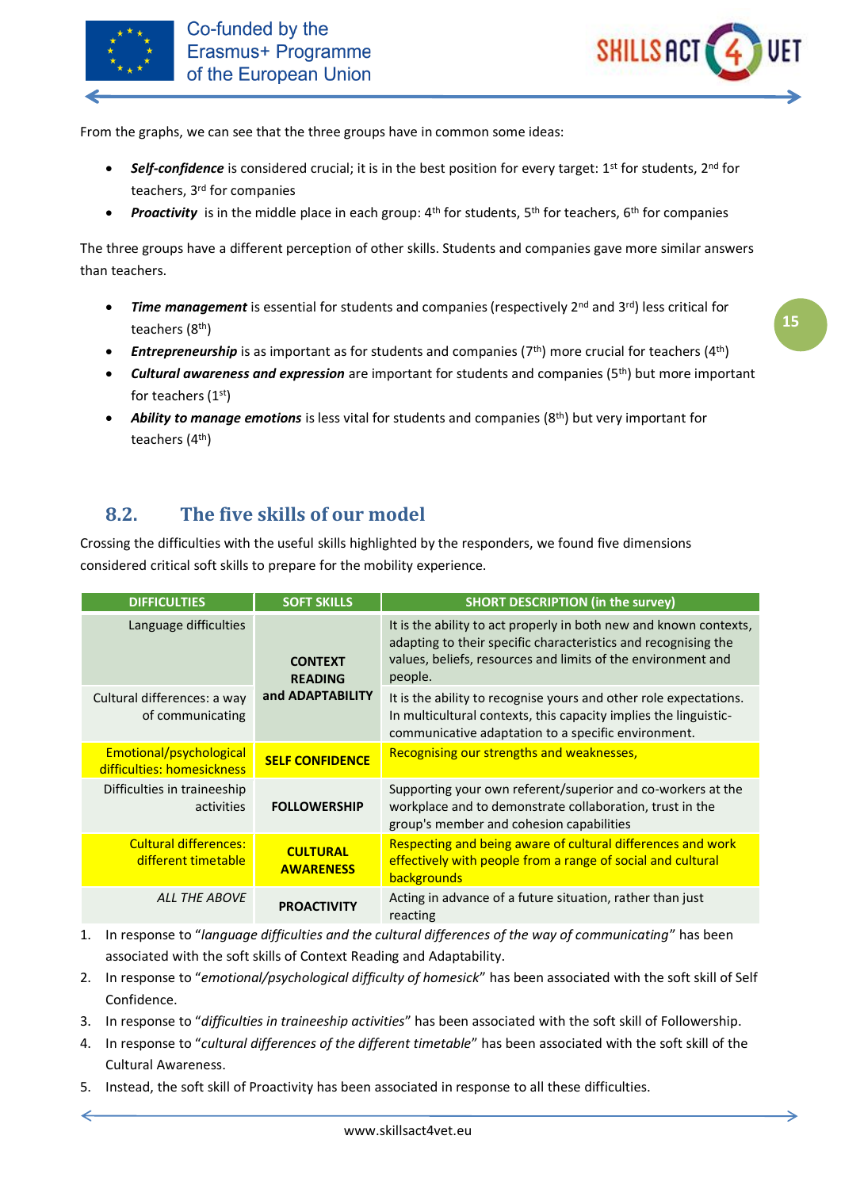From the graphs, we can see that the three groups have in common some ideas:

- ***Self-confidence*** is considered crucial; it is in the best position for every target: 1st for students, 2nd for teachers, 3rd for companies
- ***Proactivity*** is in the middle place in each group: 4th for students, 5th for teachers, 6th for companies

The three groups have a different perception of other skills. Students and companies gave more similar answers than teachers.

- ***Time management*** is essential for students and companies (respectively 2nd and 3rd) less critical for teachers (8th)
- ***Entrepreneurship*** is as important as for students and companies (7th) more crucial for teachers (4th)
- ***Cultural awareness and expression*** are important for students and companies (5th) but more important for teachers (1st)
- ***Ability to manage emotions*** is less vital for students and companies (8th) but very important for teachers (4th)

## 8.2. The five skills of our model

Crossing the difficulties with the useful skills highlighted by the responders, we found five dimensions considered critical soft skills to prepare for the mobility experience.

| DIFFICULTIES | SOFT SKILLS | SHORT DESCRIPTION (in the survey) |
|---|---|---|
| Language difficulties | **CONTEXT READING and ADAPTABILITY** | It is the ability to act properly in both new and known contexts, adapting to their specific characteristics and recognising the values, beliefs, resources and limits of the environment and people. |
| Cultural differences: a way of communicating | | It is the ability to recognise yours and other role expectations. In multicultural contexts, this capacity implies the linguistic-communicative adaptation to a specific environment. |
| Emotional/psychological difficulties: homesickness | **SELF CONFIDENCE** | Recognising our strengths and weaknesses, |
| Difficulties in traineeship activities | **FOLLOWERSHIP** | Supporting your own referent/superior and co-workers at the workplace and to demonstrate collaboration, trust in the group's member and cohesion capabilities |
| Cultural differences: different timetable | **CULTURAL AWARENESS** | Respecting and being aware of cultural differences and work effectively with people from a range of social and cultural backgrounds |
| *ALL THE ABOVE* | **PROACTIVITY** | Acting in advance of a future situation, rather than just reacting |

1. In response to "*language difficulties and the cultural differences of the way of communicating*" has been associated with the soft skills of Context Reading and Adaptability.
2. In response to "*emotional/psychological difficulty of homesick*" has been associated with the soft skill of Self Confidence.
3. In response to "*difficulties in traineeship activities*" has been associated with the soft skill of Followership.
4. In response to "*cultural differences of the different timetable*" has been associated with the soft skill of the Cultural Awareness.
5. Instead, the soft skill of Proactivity has been associated in response to all these difficulties.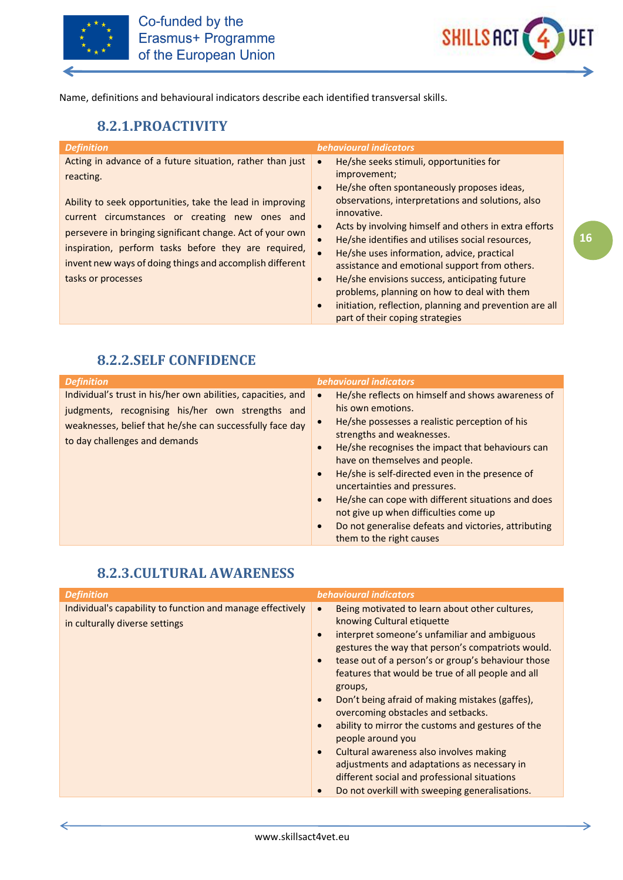Name, definitions and behavioural indicators describe each identified transversal skills.

### 8.2.1.PROACTIVITY

| *Definition* | *behavioural indicators* |
|---|---|
| Acting in advance of a future situation, rather than just reacting.<br><br>Ability to seek opportunities, take the lead in improving current circumstances or creating new ones and persevere in bringing significant change. Act of your own inspiration, perform tasks before they are required, invent new ways of doing things and accomplish different tasks or processes | • He/she seeks stimuli, opportunities for improvement;<br>• He/she often spontaneously proposes ideas, observations, interpretations and solutions, also innovative.<br>• Acts by involving himself and others in extra efforts<br>• He/she identifies and utilises social resources,<br>• He/she uses information, advice, practical assistance and emotional support from others.<br>• He/she envisions success, anticipating future problems, planning on how to deal with them<br>• initiation, reflection, planning and prevention are all part of their coping strategies |

### 8.2.2.SELF CONFIDENCE

| *Definition* | *behavioural indicators* |
|---|---|
| Individual's trust in his/her own abilities, capacities, and judgments, recognising his/her own strengths and weaknesses, belief that he/she can successfully face day to day challenges and demands | • He/she reflects on himself and shows awareness of his own emotions.<br>• He/she possesses a realistic perception of his strengths and weaknesses.<br>• He/she recognises the impact that behaviours can have on themselves and people.<br>• He/she is self-directed even in the presence of uncertainties and pressures.<br>• He/she can cope with different situations and does not give up when difficulties come up<br>• Do not generalise defeats and victories, attributing them to the right causes |

### 8.2.3.CULTURAL AWARENESS

| *Definition* | *behavioural indicators* |
|---|---|
| Individual's capability to function and manage effectively in culturally diverse settings | • Being motivated to learn about other cultures, knowing Cultural etiquette<br>• interpret someone's unfamiliar and ambiguous gestures the way that person's compatriots would.<br>• tease out of a person's or group's behaviour those features that would be true of all people and all groups,<br>• Don't being afraid of making mistakes (gaffes), overcoming obstacles and setbacks.<br>• ability to mirror the customs and gestures of the people around you<br>• Cultural awareness also involves making adjustments and adaptations as necessary in different social and professional situations<br>• Do not overkill with sweeping generalisations. |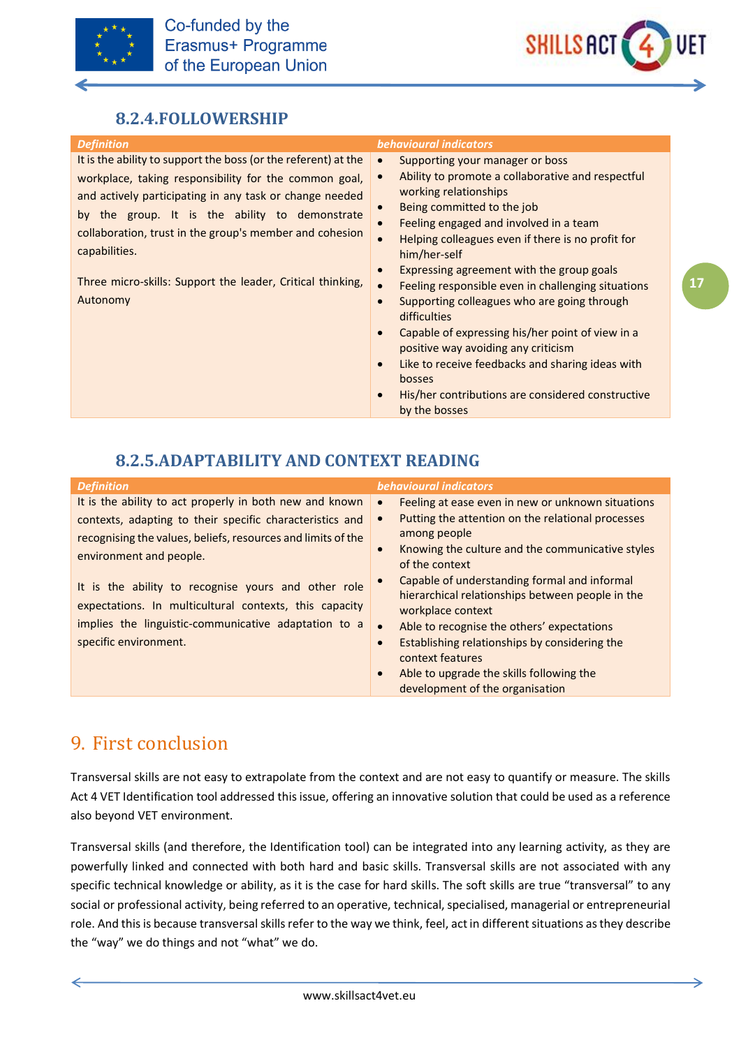### 8.2.4.FOLLOWERSHIP

| *Definition* | *behavioural indicators* |
|---|---|
| It is the ability to support the boss (or the referent) at the workplace, taking responsibility for the common goal, and actively participating in any task or change needed by the group. It is the ability to demonstrate collaboration, trust in the group's member and cohesion capabilities.<br><br>Three micro-skills: Support the leader, Critical thinking, Autonomy | • Supporting your manager or boss<br>• Ability to promote a collaborative and respectful working relationships<br>• Being committed to the job<br>• Feeling engaged and involved in a team<br>• Helping colleagues even if there is no profit for him/her-self<br>• Expressing agreement with the group goals<br>• Feeling responsible even in challenging situations<br>• Supporting colleagues who are going through difficulties<br>• Capable of expressing his/her point of view in a positive way avoiding any criticism<br>• Like to receive feedbacks and sharing ideas with bosses<br>• His/her contributions are considered constructive by the bosses |

### 8.2.5.ADAPTABILITY AND CONTEXT READING

| *Definition* | *behavioural indicators* |
|---|---|
| It is the ability to act properly in both new and known contexts, adapting to their specific characteristics and recognising the values, beliefs, resources and limits of the environment and people.<br><br>It is the ability to recognise yours and other role expectations. In multicultural contexts, this capacity implies the linguistic-communicative adaptation to a specific environment. | • Feeling at ease even in new or unknown situations<br>• Putting the attention on the relational processes among people<br>• Knowing the culture and the communicative styles of the context<br>• Capable of understanding formal and informal hierarchical relationships between people in the workplace context<br>• Able to recognise the others' expectations<br>• Establishing relationships by considering the context features<br>• Able to upgrade the skills following the development of the organisation |

## 9. First conclusion

Transversal skills are not easy to extrapolate from the context and are not easy to quantify or measure. The skills Act 4 VET Identification tool addressed this issue, offering an innovative solution that could be used as a reference also beyond VET environment.

Transversal skills (and therefore, the Identification tool) can be integrated into any learning activity, as they are powerfully linked and connected with both hard and basic skills. Transversal skills are not associated with any specific technical knowledge or ability, as it is the case for hard skills. The soft skills are true "transversal" to any social or professional activity, being referred to an operative, technical, specialised, managerial or entrepreneurial role. And this is because transversal skills refer to the way we think, feel, act in different situations as they describe the "way" we do things and not "what" we do.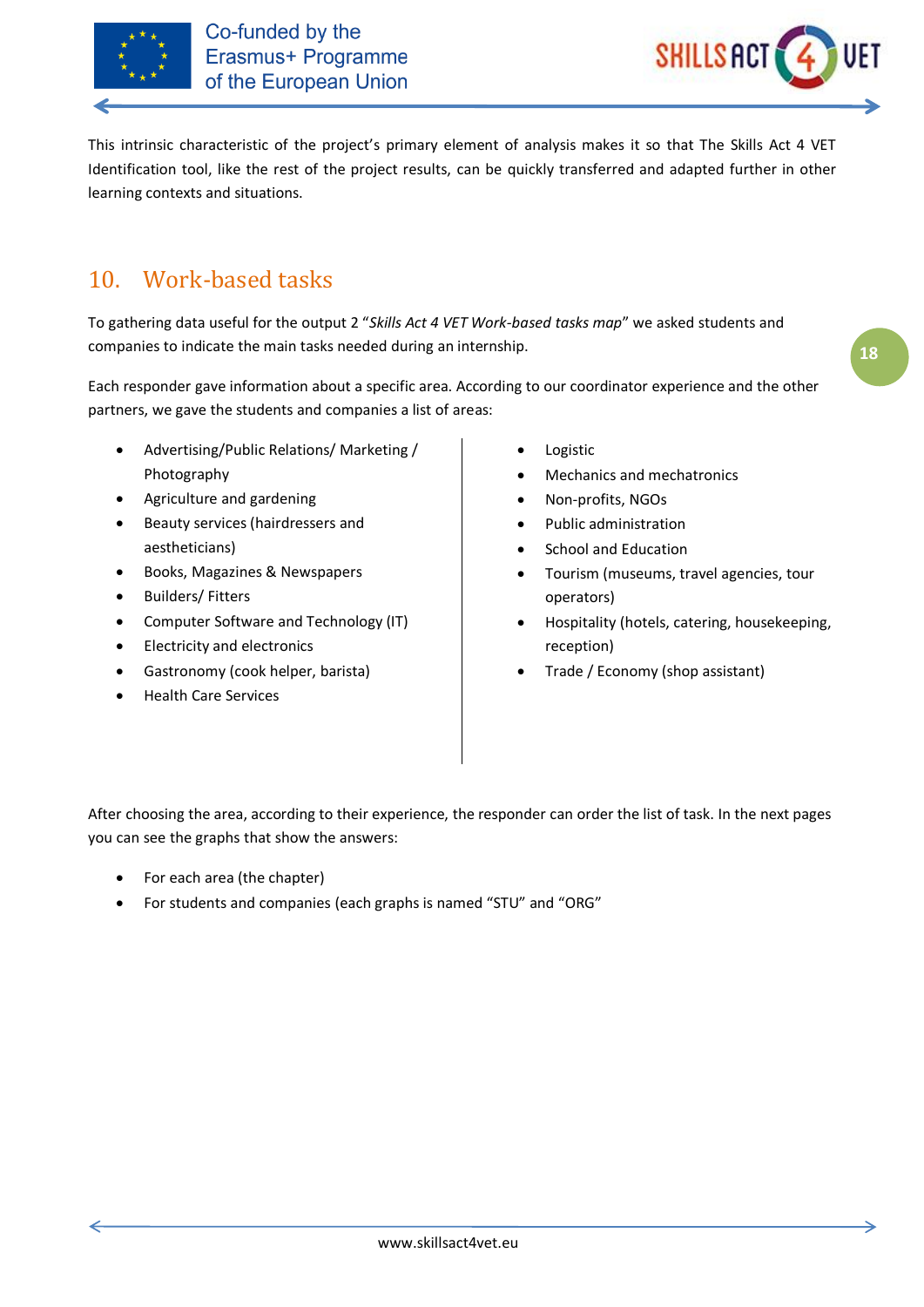This intrinsic characteristic of the project's primary element of analysis makes it so that The Skills Act 4 VET Identification tool, like the rest of the project results, can be quickly transferred and adapted further in other learning contexts and situations.

## 10. Work-based tasks

To gathering data useful for the output 2 "*Skills Act 4 VET Work-based tasks map*" we asked students and companies to indicate the main tasks needed during an internship.

Each responder gave information about a specific area. According to our coordinator experience and the other partners, we gave the students and companies a list of areas:

- Advertising/Public Relations/ Marketing / Photography
- Agriculture and gardening
- Beauty services (hairdressers and aestheticians)
- Books, Magazines & Newspapers
- Builders/ Fitters
- Computer Software and Technology (IT)
- Electricity and electronics
- Gastronomy (cook helper, barista)
- Health Care Services
- Logistic
- Mechanics and mechatronics
- Non-profits, NGOs
- Public administration
- School and Education
- Tourism (museums, travel agencies, tour operators)
- Hospitality (hotels, catering, housekeeping, reception)
- Trade / Economy (shop assistant)

After choosing the area, according to their experience, the responder can order the list of task. In the next pages you can see the graphs that show the answers:

- For each area (the chapter)
- For students and companies (each graphs is named "STU" and "ORG"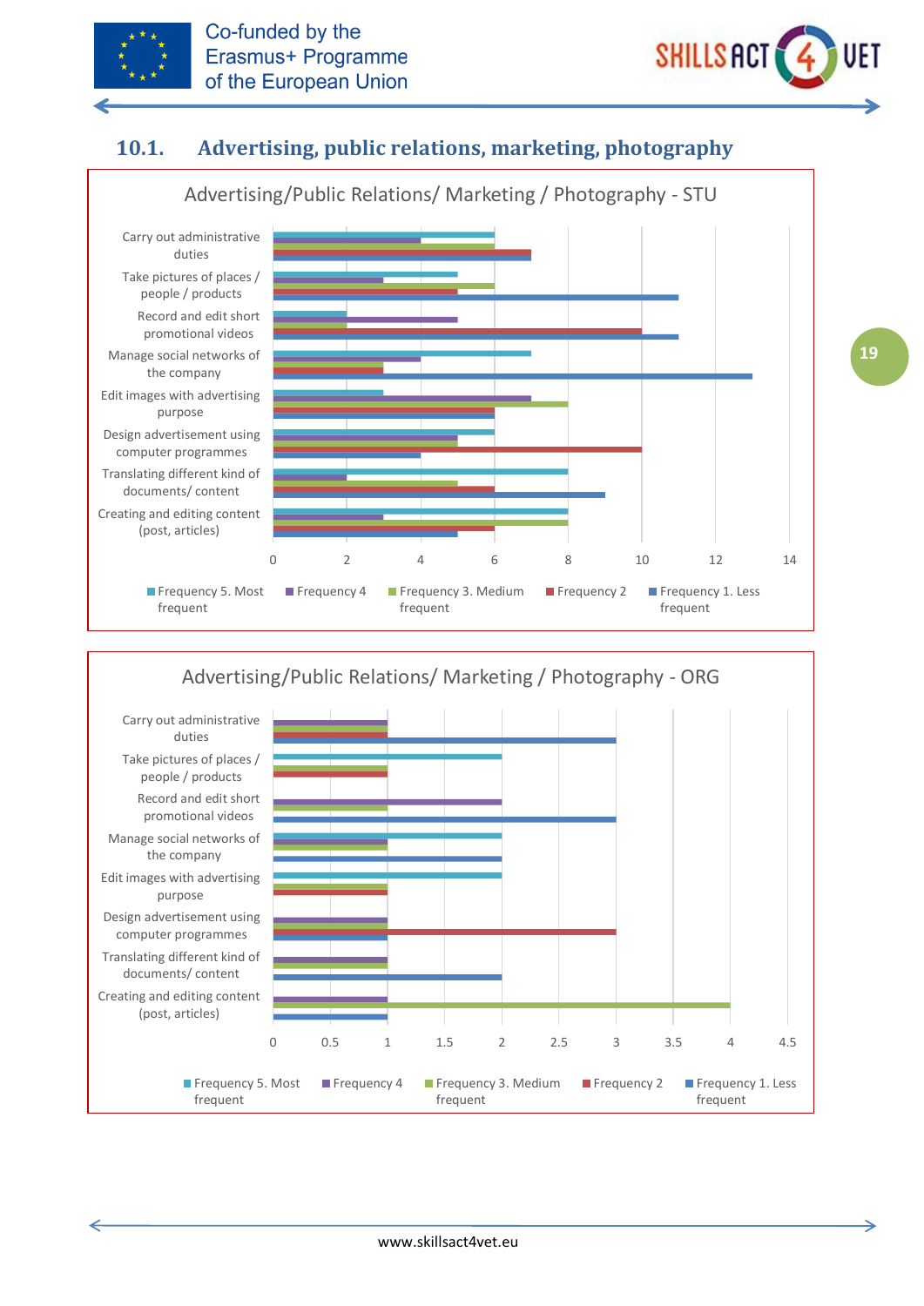## 10.1. Advertising, public relations, marketing, photography

Advertising/Public Relations/ Marketing / Photography - STU

| Task | Frequency 5. Most frequent | Frequency 4 | Frequency 3. Medium frequent | Frequency 2 | Frequency 1. Less frequent |
|---|---|---|---|---|---|
| Carry out administrative duties | 6 | 4 | 6 | 7 | 7 |
| Take pictures of places / people / products | 5 | 3 | 6 | 5 | 11 |
| Record and edit short promotional videos | 2 | 5 | 2 | 10 | 11 |
| Manage social networks of the company | 7 | 4 | 3 | 3 | 13 |
| Edit images with advertising purpose | 3 | 7 | 8 | 6 | 6 |
| Design advertisement using computer programmes | 6 | 5 | 5 | 10 | 4 |
| Translating different kind of documents/ content | 8 | 2 | 5 | 6 | 9 |
| Creating and editing content (post, articles) | 8 | 3 | 8 | 6 | 5 |

Advertising/Public Relations/ Marketing / Photography - ORG

| Task | Frequency 5. Most frequent | Frequency 4 | Frequency 3. Medium frequent | Frequency 2 | Frequency 1. Less frequent |
|---|---|---|---|---|---|
| Carry out administrative duties | 0 | 1 | 1 | 1 | 3 |
| Take pictures of places / people / products | 2 | 0 | 1 | 1 | 0 |
| Record and edit short promotional videos | 0 | 2 | 1 | 0 | 3 |
| Manage social networks of the company | 2 | 1 | 1 | 0 | 2 |
| Edit images with advertising purpose | 2 | 0 | 1 | 1 | 0 |
| Design advertisement using computer programmes | 0 | 1 | 1 | 3 | 1 |
| Translating different kind of documents/ content | 0 | 1 | 1 | 0 | 2 |
| Creating and editing content (post, articles) | 0 | 1 | 4 | 0 | 1 |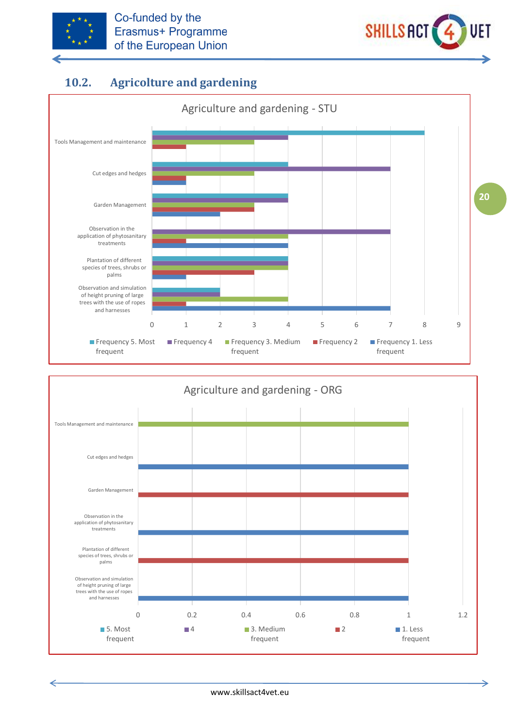## 10.2. Agricolture and gardening

**Agriculture and gardening - STU**

| | Frequency 5. Most frequent | Frequency 4 | Frequency 3. Medium frequent | Frequency 2 | Frequency 1. Less frequent |
|---|---|---|---|---|---|
| Tools Management and maintenance | 8 | 4 | 3 | 1 | |
| Cut edges and hedges | 4 | 7 | 3 | 1 | 1 |
| Garden Management | 4 | 4 | 3 | 3 | 2 |
| Observation in the application of phytosanitary treatments | | 7 | 4 | 1 | 4 |
| Plantation of different species of trees, shrubs or palms | 4 | 4 | 4 | 3 | 1 |
| Observation and simulation of height pruning of large trees with the use of ropes and harnesses | 2 | 2 | 4 | 1 | 7 |

**Agriculture and gardening - ORG**

| | 5. Most frequent | 4 | 3. Medium frequent | 2 | 1. Less frequent |
|---|---|---|---|---|---|
| Tools Management and maintenance | | | 1 | | |
| Cut edges and hedges | | | | | 1 |
| Garden Management | | | | 1 | |
| Observation in the application of phytosanitary treatments | | | | | 1 |
| Plantation of different species of trees, shrubs or palms | | | | 1 | |
| Observation and simulation of height pruning of large trees with the use of ropes and harnesses | | | | | 1 |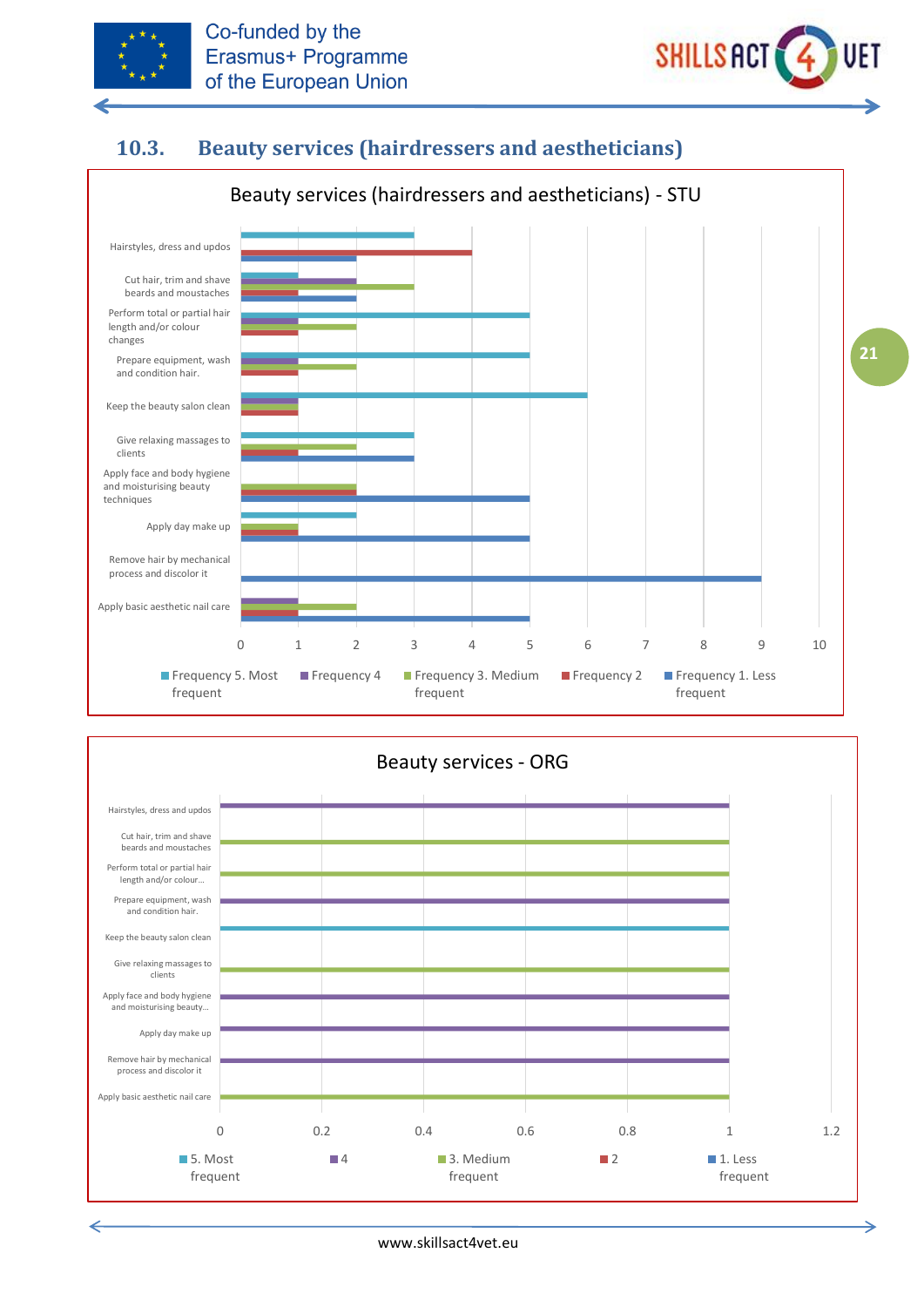## 10.3. Beauty services (hairdressers and aestheticians)

**Beauty services (hairdressers and aestheticians) - STU**

| Task | Frequency 5. Most frequent | Frequency 4 | Frequency 3. Medium frequent | Frequency 2 | Frequency 1. Less frequent |
|---|---|---|---|---|---|
| Hairstyles, dress and updos | 3 | | | 4 | 2 |
| Cut hair, trim and shave beards and moustaches | 1 | 2 | 3 | 1 | 2 |
| Perform total or partial hair length and/or colour changes | 5 | 1 | 2 | 1 | |
| Prepare equipment, wash and condition hair. | 5 | 1 | 2 | 1 | |
| Keep the beauty salon clean | 6 | 1 | 1 | 1 | |
| Give relaxing massages to clients | 3 | | 2 | 1 | 3 |
| Apply face and body hygiene and moisturising beauty techniques | | | 2 | 2 | 5 |
| Apply day make up | 2 | | 1 | 1 | 5 |
| Remove hair by mechanical process and discolor it | | | | | 9 |
| Apply basic aesthetic nail care | | 1 | 2 | 1 | 5 |

**Beauty services - ORG**

| Task | 5. Most frequent | 4 | 3. Medium frequent | 2 | 1. Less frequent |
|---|---|---|---|---|---|
| Hairstyles, dress and updos | | 1 | | | |
| Cut hair, trim and shave beards and moustaches | | | 1 | | |
| Perform total or partial hair length and/or colour... | | | 1 | | |
| Prepare equipment, wash and condition hair. | | 1 | | | |
| Keep the beauty salon clean | 1 | | | | |
| Give relaxing massages to clients | | | 1 | | |
| Apply face and body hygiene and moisturising beauty... | | 1 | | | |
| Apply day make up | | 1 | | | |
| Remove hair by mechanical process and discolor it | | 1 | | | |
| Apply basic aesthetic nail care | | | 1 | | |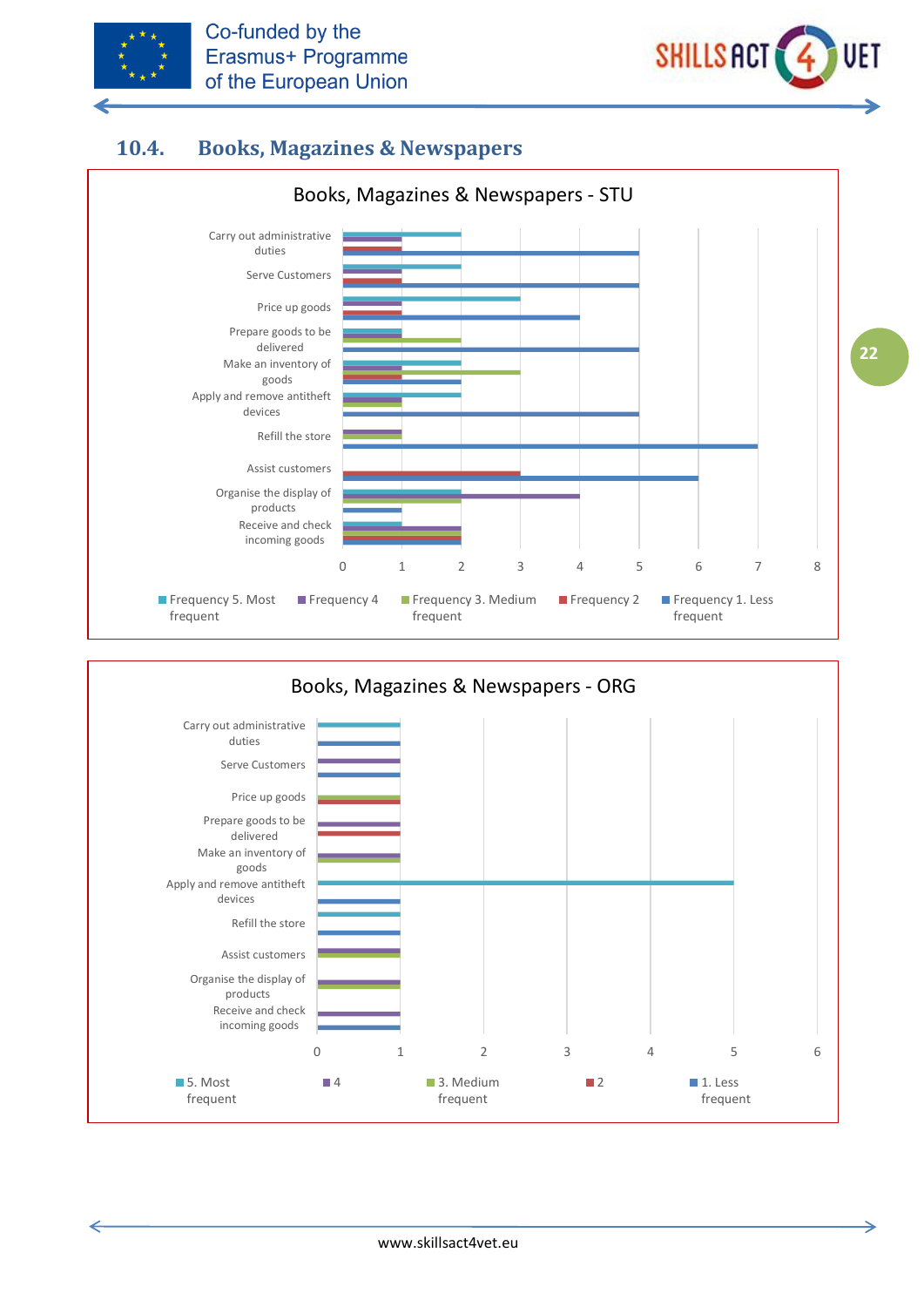## 10.4. Books, Magazines & Newspapers

**Books, Magazines & Newspapers - STU**

| Task | Frequency 5. Most frequent | Frequency 4 | Frequency 3. Medium frequent | Frequency 2 | Frequency 1. Less frequent |
|---|---|---|---|---|---|
| Carry out administrative duties | 2 | 1 | | 1 | 5 |
| Serve Customers | 2 | 1 | | 1 | 5 |
| Price up goods | 3 | 1 | | 1 | 4 |
| Prepare goods to be delivered | 1 | 1 | 2 | | 5 |
| Make an inventory of goods | 2 | 1 | 3 | 1 | 2 |
| Apply and remove antitheft devices | 2 | 1 | 1 | | 5 |
| Refill the store | | 1 | 1 | | 7 |
| Assist customers | | | | 3 | 6 |
| Organise the display of products | 2 | 4 | 2 | | 1 |
| Receive and check incoming goods | 1 | 2 | 2 | 2 | 2 |

**Books, Magazines & Newspapers - ORG**

| Task | 5. Most frequent | 4 | 3. Medium frequent | 2 | 1. Less frequent |
|---|---|---|---|---|---|
| Carry out administrative duties | 1 | | | | 1 |
| Serve Customers | | 1 | | | 1 |
| Price up goods | | | 1 | 1 | |
| Prepare goods to be delivered | | 1 | | 1 | |
| Make an inventory of goods | | 1 | 1 | | |
| Apply and remove antitheft devices | 5 | | | | 1 |
| Refill the store | 1 | | | | 1 |
| Assist customers | | 1 | 1 | | |
| Organise the display of products | | 1 | 1 | | |
| Receive and check incoming goods | | 1 | | | 1 |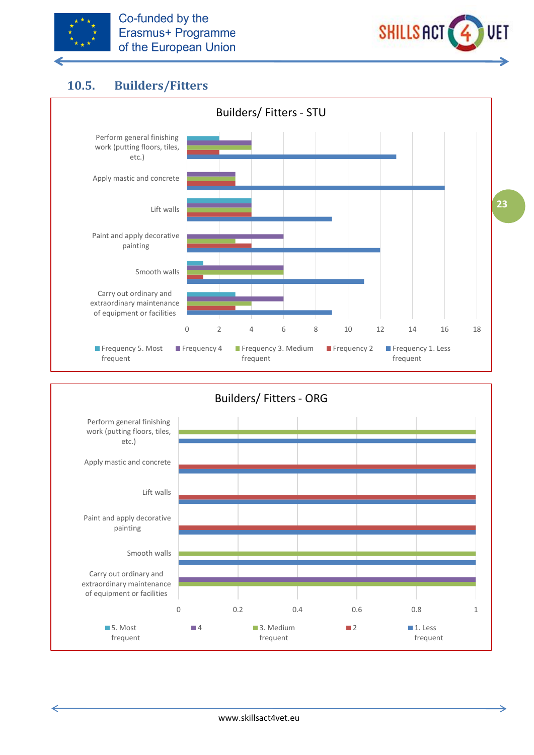## 10.5. Builders/Fitters

**Builders/ Fitters - STU**

| Task | Frequency 5. Most frequent | Frequency 4 | Frequency 3. Medium frequent | Frequency 2 | Frequency 1. Less frequent |
|---|---|---|---|---|---|
| Perform general finishing work (putting floors, tiles, etc.) | 2 | 4 | 4 | 2 | 13 |
| Apply mastic and concrete | | 3 | 3 | 3 | 16 |
| Lift walls | 4 | 4 | 4 | 4 | 9 |
| Paint and apply decorative painting | | 6 | 3 | 4 | 12 |
| Smooth walls | 1 | 6 | 6 | 1 | 11 |
| Carry out ordinary and extraordinary maintenance of equipment or facilities | 3 | 6 | 4 | 3 | 9 |

**Builders/ Fitters - ORG**

| Task | 5. Most frequent | 4 | 3. Medium frequent | 2 | 1. Less frequent |
|---|---|---|---|---|---|
| Perform general finishing work (putting floors, tiles, etc.) | | | 1 | | 1 |
| Apply mastic and concrete | | | | 1 | 1 |
| Lift walls | | | | 1 | 1 |
| Paint and apply decorative painting | | | | 1 | 1 |
| Smooth walls | | | 1 | | 1 |
| Carry out ordinary and extraordinary maintenance of equipment or facilities | | 1 | 1 | | |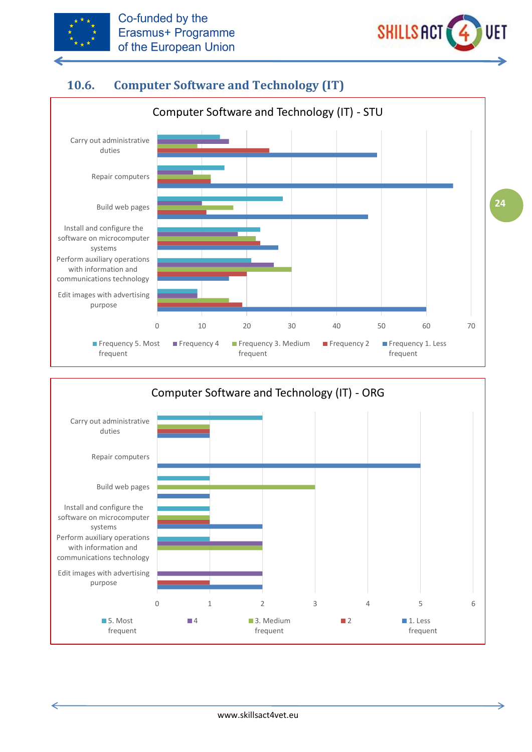## 10.6. Computer Software and Technology (IT)

Computer Software and Technology (IT) - STU

| | Frequency 5. Most frequent | Frequency 4 | Frequency 3. Medium frequent | Frequency 2 | Frequency 1. Less frequent |
|---|---|---|---|---|---|
| Carry out administrative duties | 14 | 16 | 9 | 25 | 49 |
| Repair computers | 15 | 8 | 12 | 12 | 66 |
| Build web pages | 28 | 10 | 17 | 11 | 47 |
| Install and configure the software on microcomputer systems | 23 | 18 | 22 | 23 | 27 |
| Perform auxiliary operations with information and communications technology | 21 | 26 | 30 | 20 | 16 |
| Edit images with advertising purpose | 9 | 9 | 16 | 19 | 60 |

Computer Software and Technology (IT) - ORG

| | 5. Most frequent | 4 | 3. Medium frequent | 2 | 1. Less frequent |
|---|---|---|---|---|---|
| Carry out administrative duties | 2 | | 1 | 1 | 1 |
| Repair computers | | | | | 5 |
| Build web pages | 1 | | 3 | | 1 |
| Install and configure the software on microcomputer systems | 1 | | 1 | 1 | 2 |
| Perform auxiliary operations with information and communications technology | 1 | 2 | 2 | | |
| Edit images with advertising purpose | | 2 | | 1 | 2 |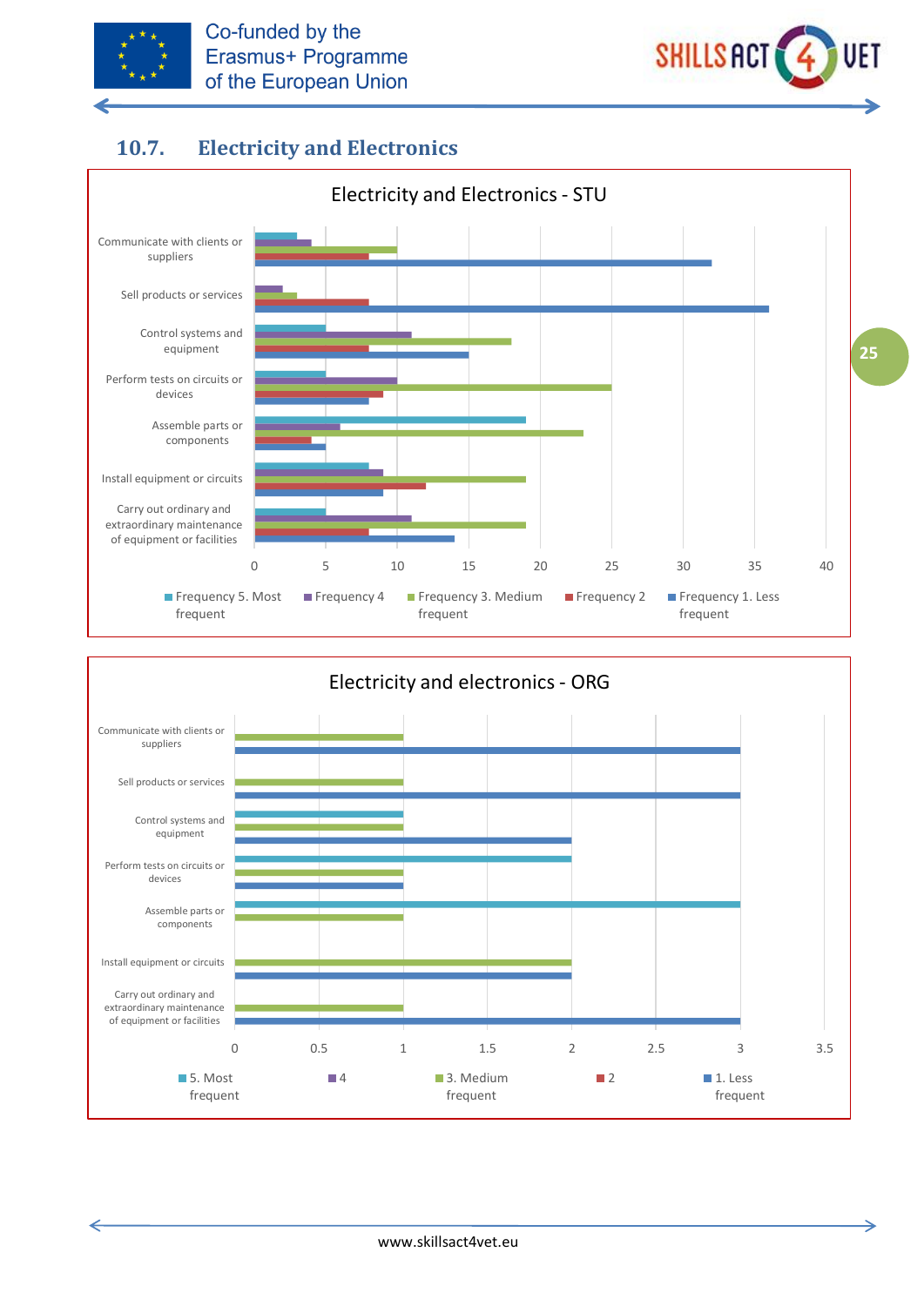## 10.7. Electricity and Electronics

**Electricity and Electronics - STU**

| | Frequency 5. Most frequent | Frequency 4 | Frequency 3. Medium frequent | Frequency 2 | Frequency 1. Less frequent |
|---|---|---|---|---|---|
| Communicate with clients or suppliers | 3 | 4 | 10 | 8 | 32 |
| Sell products or services | | 2 | 3 | 8 | 36 |
| Control systems and equipment | 5 | 11 | 18 | 8 | 15 |
| Perform tests on circuits or devices | 5 | 10 | 25 | 9 | 8 |
| Assemble parts or components | 19 | 6 | 23 | 4 | 5 |
| Install equipment or circuits | 8 | 9 | 19 | 12 | 9 |
| Carry out ordinary and extraordinary maintenance of equipment or facilities | 5 | 11 | 19 | 8 | 14 |

**Electricity and electronics - ORG**

| | 5. Most frequent | 4 | 3. Medium frequent | 2 | 1. Less frequent |
|---|---|---|---|---|---|
| Communicate with clients or suppliers | | | 1 | | 3 |
| Sell products or services | | | 1 | | 3 |
| Control systems and equipment | 1 | | 1 | | 2 |
| Perform tests on circuits or devices | 2 | | 1 | | 1 |
| Assemble parts or components | 3 | | 1 | | |
| Install equipment or circuits | | | 2 | | 2 |
| Carry out ordinary and extraordinary maintenance of equipment or facilities | | | 1 | | 3 |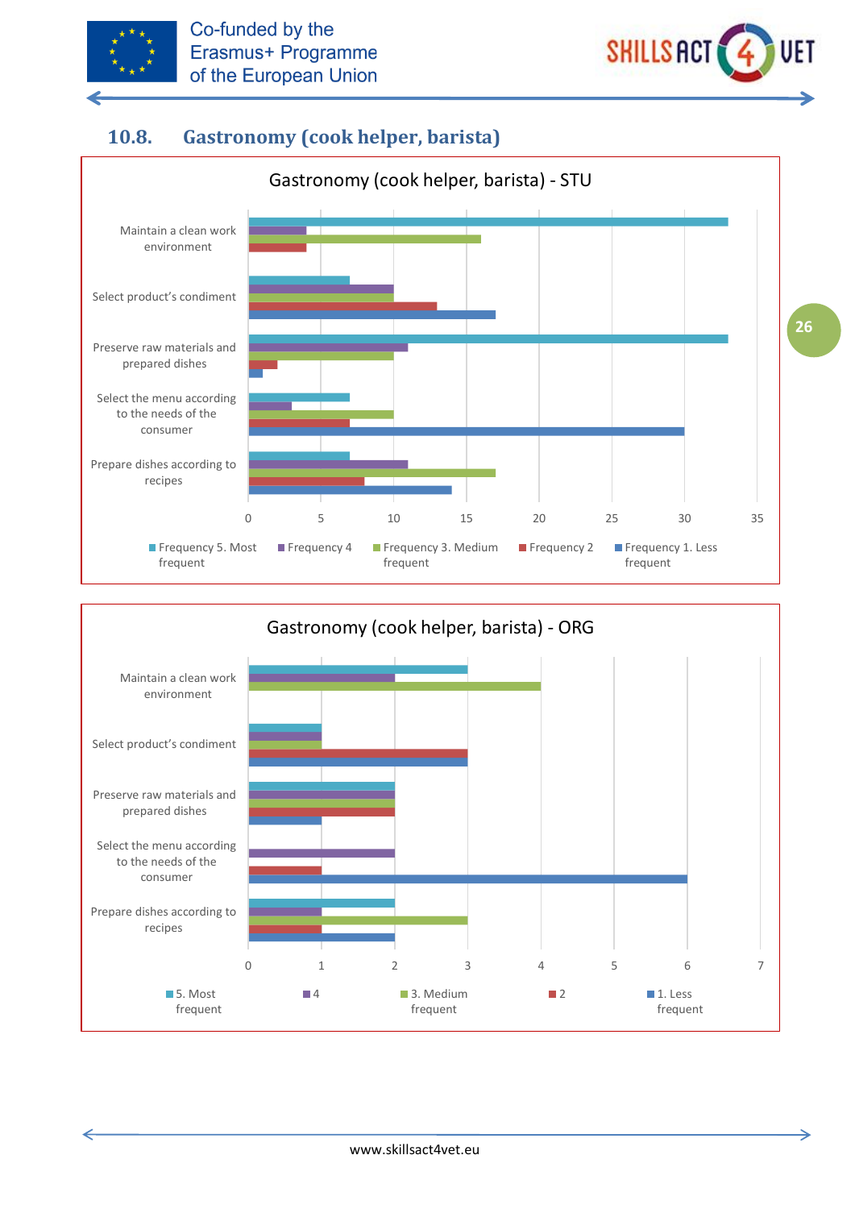## 10.8. Gastronomy (cook helper, barista)

**Gastronomy (cook helper, barista) - STU**

| | Frequency 5. Most frequent | Frequency 4 | Frequency 3. Medium frequent | Frequency 2 | Frequency 1. Less frequent |
|---|---|---|---|---|---|
| Maintain a clean work environment | 33 | 4 | 16 | 4 | |
| Select product's condiment | 7 | 10 | 10 | 13 | 17 |
| Preserve raw materials and prepared dishes | 33 | 11 | 10 | 2 | 1 |
| Select the menu according to the needs of the consumer | 7 | 3 | 10 | 7 | 30 |
| Prepare dishes according to recipes | 7 | 11 | 17 | 8 | 14 |

**Gastronomy (cook helper, barista) - ORG**

| | 5. Most frequent | 4 | 3. Medium frequent | 2 | 1. Less frequent |
|---|---|---|---|---|---|
| Maintain a clean work environment | 3 | 2 | 4 | | |
| Select product's condiment | 1 | 1 | 1 | 3 | 3 |
| Preserve raw materials and prepared dishes | 2 | 2 | 2 | 2 | 1 |
| Select the menu according to the needs of the consumer | | 2 | | 1 | 6 |
| Prepare dishes according to recipes | 2 | 1 | 3 | 1 | 2 |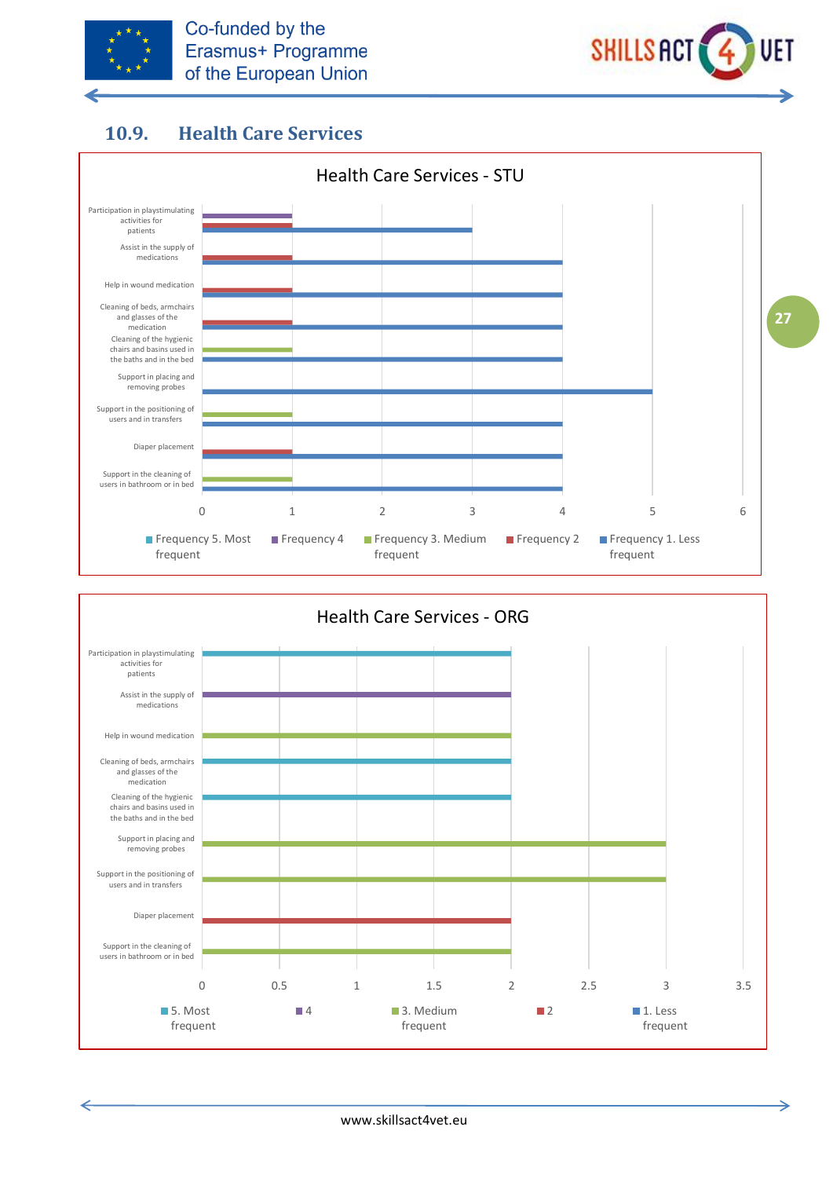## 10.9. Health Care Services

**Health Care Services - STU**

| | Frequency 5. Most frequent | Frequency 4 | Frequency 3. Medium frequent | Frequency 2 | Frequency 1. Less frequent |
|---|---|---|---|---|---|
| Participation in playstimulating activities for patients | | 1 | | 1 | 3 |
| Assist in the supply of medications | | | | 1 | 4 |
| Help in wound medication | | | | 1 | 4 |
| Cleaning of beds, armchairs and glasses of the medication | | | | 1 | 4 |
| Cleaning of the hygienic chairs and basins used in the baths and in the bed | | | 1 | | 4 |
| Support in placing and removing probes | | | | | 5 |
| Support in the positioning of users and in transfers | | | 1 | | 4 |
| Diaper placement | | | | 1 | 4 |
| Support in the cleaning of users in bathroom or in bed | | | 1 | | 4 |

**Health Care Services - ORG**

| | 5. Most frequent | 4 | 3. Medium frequent | 2 | 1. Less frequent |
|---|---|---|---|---|---|
| Participation in playstimulating activities for patients | 2 | | | | |
| Assist in the supply of medications | | 2 | | | |
| Help in wound medication | | | 2 | | |
| Cleaning of beds, armchairs and glasses of the medication | 2 | | | | |
| Cleaning of the hygienic chairs and basins used in the baths and in the bed | 2 | | | | |
| Support in placing and removing probes | | | 3 | | |
| Support in the positioning of users and in transfers | | | 3 | | |
| Diaper placement | | | | 2 | |
| Support in the cleaning of users in bathroom or in bed | | | 2 | | |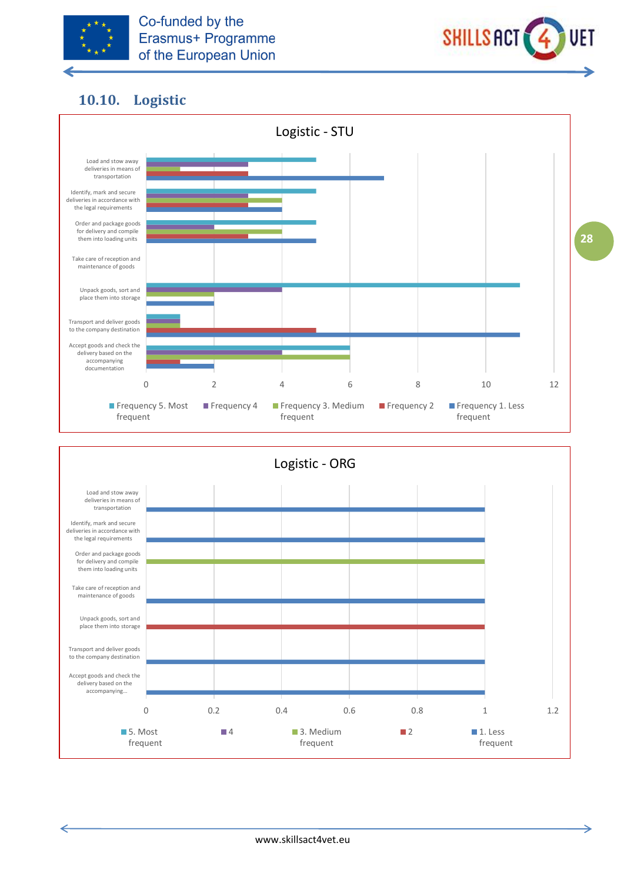## 10.10. Logistic

**Logistic - STU**

| | Frequency 5. Most frequent | Frequency 4 | Frequency 3. Medium frequent | Frequency 2 | Frequency 1. Less frequent |
|---|---|---|---|---|---|
| Load and stow away deliveries in means of transportation | 5 | 3 | 1 | 3 | 7 |
| Identify, mark and secure deliveries in accordance with the legal requirements | 5 | 3 | 4 | 3 | 4 |
| Order and package goods for delivery and compile them into loading units | 5 | 2 | 4 | 3 | 5 |
| Take care of reception and maintenance of goods | | | | | |
| Unpack goods, sort and place them into storage | 11 | 4 | 2 | | 2 |
| Transport and deliver goods to the company destination | 1 | 1 | 1 | 5 | 11 |
| Accept goods and check the delivery based on the accompanying documentation | 6 | 4 | 6 | 1 | 2 |

**Logistic - ORG**

| | 5. Most frequent | 4 | 3. Medium frequent | 2 | 1. Less frequent |
|---|---|---|---|---|---|
| Load and stow away deliveries in means of transportation | | | | | 1 |
| Identify, mark and secure deliveries in accordance with the legal requirements | | | | | 1 |
| Order and package goods for delivery and compile them into loading units | | | 1 | | |
| Take care of reception and maintenance of goods | | | | | 1 |
| Unpack goods, sort and place them into storage | | | | 1 | |
| Transport and deliver goods to the company destination | | | | | 1 |
| Accept goods and check the delivery based on the accompanying... | | | | | 1 |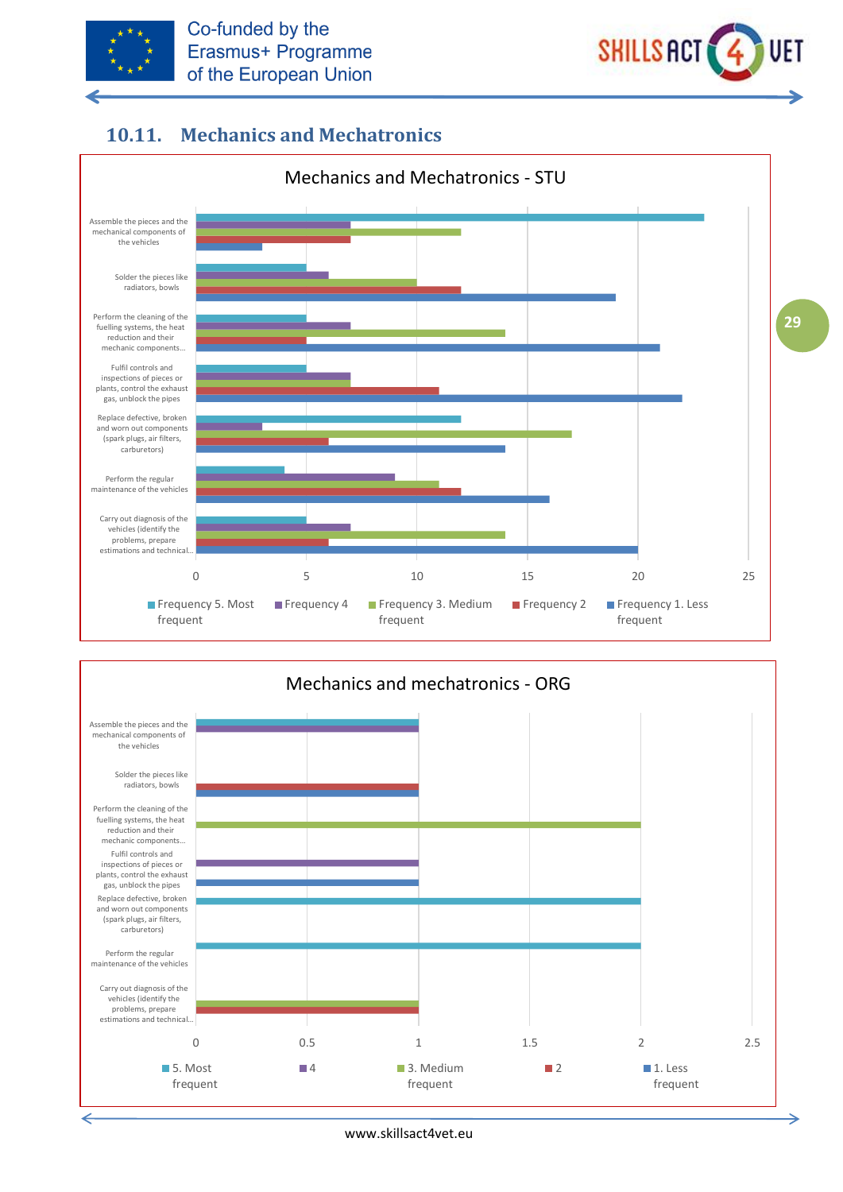## 10.11. Mechanics and Mechatronics

**Mechanics and Mechatronics - STU**

| Activity | Frequency 5. Most frequent | Frequency 4 | Frequency 3. Medium frequent | Frequency 2 | Frequency 1. Less frequent |
|---|---|---|---|---|---|
| Assemble the pieces and the mechanical components of the vehicles | 23 | 7 | 12 | 7 | 3 |
| Solder the pieces like radiators, bowls | 5 | 6 | 10 | 12 | 19 |
| Perform the cleaning of the fuelling systems, the heat reduction and their mechanic components... | 5 | 7 | 14 | 5 | 21 |
| Fulfil controls and inspections of pieces or plants, control the exhaust gas, unblock the pipes | 5 | 7 | 7 | 11 | 22 |
| Replace defective, broken and worn out components (spark plugs, air filters, carburetors) | 12 | 3 | 17 | 6 | 14 |
| Perform the regular maintenance of the vehicles | 4 | 9 | 11 | 12 | 16 |
| Carry out diagnosis of the vehicles (identify the problems, prepare estimations and technical... | 5 | 7 | 14 | 6 | 20 |

**Mechanics and mechatronics - ORG**

| Activity | 5. Most frequent | 4 | 3. Medium frequent | 2 | 1. Less frequent |
|---|---|---|---|---|---|
| Assemble the pieces and the mechanical components of the vehicles | 1 | 1 | | | |
| Solder the pieces like radiators, bowls | | | | 1 | 1 |
| Perform the cleaning of the fuelling systems, the heat reduction and their mechanic components... | | | 2 | | |
| Fulfil controls and inspections of pieces or plants, control the exhaust gas, unblock the pipes | | 1 | | | 1 |
| Replace defective, broken and worn out components (spark plugs, air filters, carburetors) | 2 | | | | |
| Perform the regular maintenance of the vehicles | 2 | | | | |
| Carry out diagnosis of the vehicles (identify the problems, prepare estimations and technical... | | | 1 | 1 | |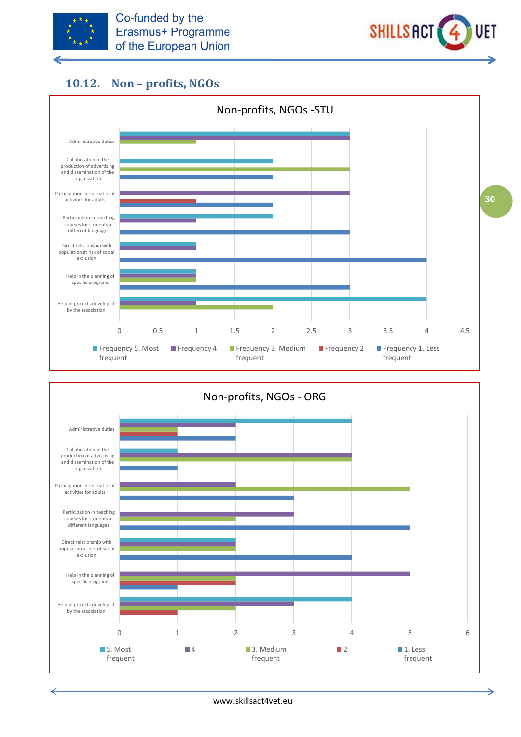## 10.12. Non – profits, NGOs

**Non-profits, NGOs -STU**

| | Frequency 5. Most frequent | Frequency 4 | Frequency 3. Medium frequent | Frequency 2 | Frequency 1. Less frequent |
|---|---|---|---|---|---|
| Administrative duties | 3 | 3 | 1 | | |
| Collaboration in the production of advertising and dissemination of the organization | 2 | | 3 | | 2 |
| Participation in recreational activities for adults | | 3 | | 1 | 2 |
| Participation in teaching courses for students in different languages | 2 | 1 | | | 3 |
| Direct relationship with population at risk of social exclusion | 1 | 1 | | | 4 |
| Help in the planning of specific programs | 1 | 1 | 1 | | 3 |
| Help in projects developed by the association | 4 | 1 | 2 | | |

**Non-profits, NGOs - ORG**

| | 5. Most frequent | 4 | 3. Medium frequent | 2 | 1. Less frequent |
|---|---|---|---|---|---|
| Administrative duties | 4 | 2 | 1 | 1 | 2 |
| Collaboration in the production of advertising and dissemination of the organization | 1 | 4 | 4 | | 1 |
| Participation in recreational activities for adults | | 2 | 5 | | 3 |
| Participation in teaching courses for students in different languages | | 3 | 2 | | 5 |
| Direct relationship with population at risk of social exclusion | 2 | 2 | 2 | | 4 |
| Help in the planning of specific programs | | 5 | 2 | 2 | 1 |
| Help in projects developed by the association | 4 | 3 | 2 | 1 | |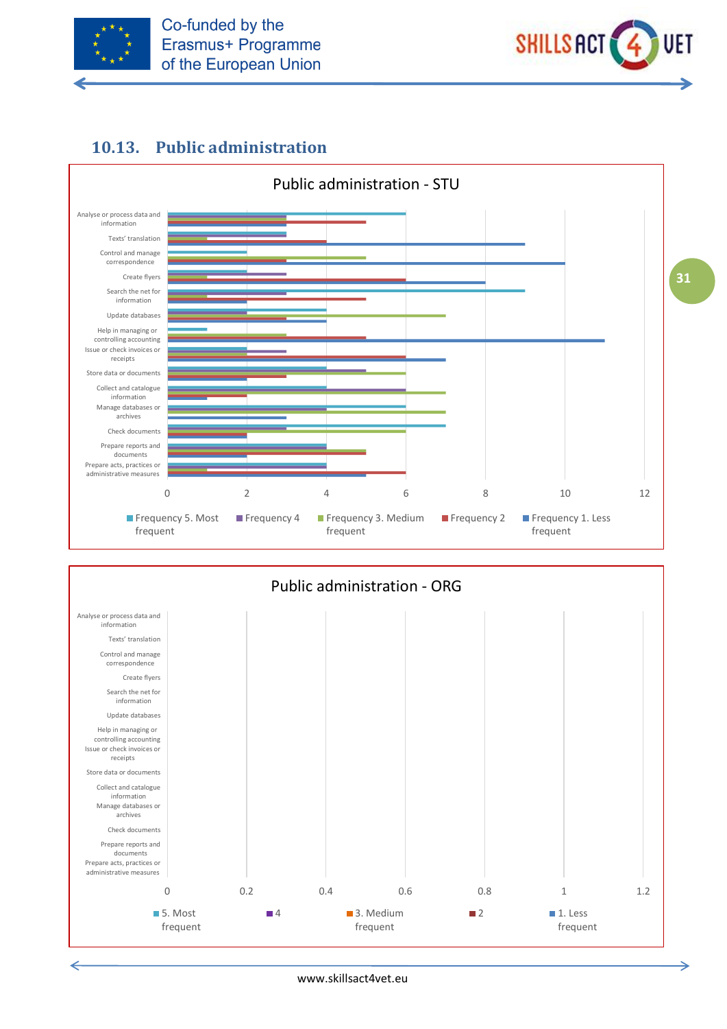## 10.13. Public administration

Public administration - STU

| | Frequency 5. Most frequent | Frequency 4 | Frequency 3. Medium frequent | Frequency 2 | Frequency 1. Less frequent |
|---|---|---|---|---|---|
| Analyse or process data and information | 6 | 3 | 3 | 5 | 3 |
| Texts' translation | 3 | 3 | 1 | 4 | 9 |
| Control and manage correspondence | 2 | 0 | 5 | 3 | 10 |
| Create flyers | 2 | 3 | 1 | 6 | 8 |
| Search the net for information | 9 | 3 | 1 | 5 | 2 |
| Update databases | 4 | 2 | 7 | 3 | 4 |
| Help in managing or controlling accounting | 1 | 0 | 3 | 5 | 11 |
| Issue or check invoices or receipts | 2 | 3 | 2 | 6 | 7 |
| Store data or documents | 4 | 5 | 6 | 3 | 2 |
| Collect and catalogue information | 4 | 6 | 7 | 2 | 1 |
| Manage databases or archives | 6 | 4 | 7 | 0 | 3 |
| Check documents | 7 | 3 | 6 | 2 | 2 |
| Prepare reports and documents | 4 | 4 | 5 | 5 | 2 |
| Prepare acts, practices or administrative measures | 4 | 4 | 1 | 6 | 5 |

Public administration - ORG

Categories: Analyse or process data and information; Texts' translation; Control and manage correspondence; Create flyers; Search the net for information; Update databases; Help in managing or controlling accounting; Issue or check invoices or receipts; Store data or documents; Collect and catalogue information; Manage databases or archives; Check documents; Prepare reports and documents; Prepare acts, practices or administrative measures

Axis: 0, 0.2, 0.4, 0.6, 0.8, 1, 1.2

Legend: 5. Most frequent; 4; 3. Medium frequent; 2; 1. Less frequent

(No data shown.)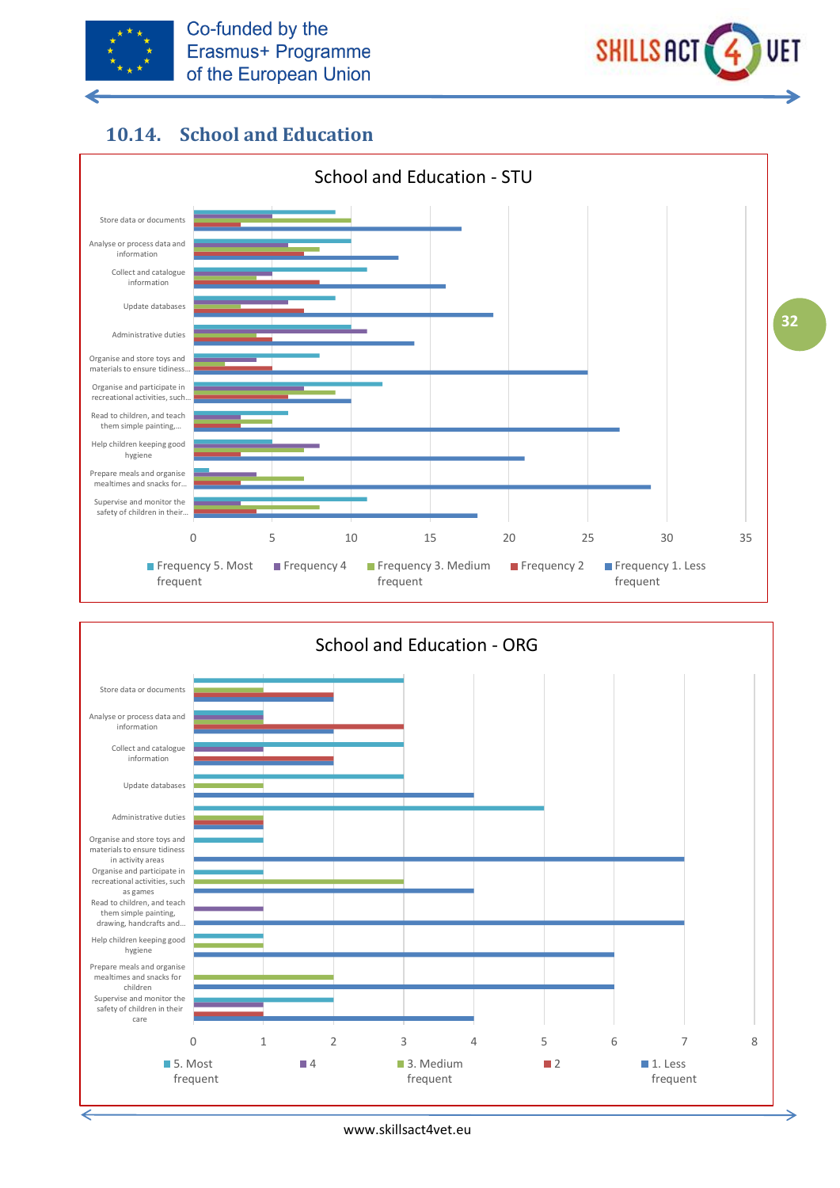## 10.14. School and Education

**School and Education - STU**

| Activity | Frequency 5. Most frequent | Frequency 4 | Frequency 3. Medium frequent | Frequency 2 | Frequency 1. Less frequent |
|---|---|---|---|---|---|
| Store data or documents | 9 | 5 | 10 | 3 | 17 |
| Analyse or process data and information | 10 | 6 | 8 | 7 | 13 |
| Collect and catalogue information | 11 | 5 | 4 | 8 | 16 |
| Update databases | 9 | 6 | 3 | 7 | 19 |
| Administrative duties | 10 | 11 | 4 | 5 | 14 |
| Organise and store toys and materials to ensure tidiness... | 8 | 4 | 2 | 5 | 25 |
| Organise and participate in recreational activities, such... | 12 | 7 | 9 | 6 | 10 |
| Read to children, and teach them simple painting,... | 6 | 3 | 5 | 3 | 27 |
| Help children keeping good hygiene | 5 | 8 | 7 | 3 | 21 |
| Prepare meals and organise mealtimes and snacks for... | 1 | 4 | 7 | 3 | 29 |
| Supervise and monitor the safety of children in their... | 11 | 3 | 8 | 4 | 18 |

**School and Education - ORG**

| Activity | 5. Most frequent | 4 | 3. Medium frequent | 2 | 1. Less frequent |
|---|---|---|---|---|---|
| Store data or documents | 3 | 0 | 1 | 2 | 2 |
| Analyse or process data and information | 1 | 1 | 1 | 3 | 2 |
| Collect and catalogue information | 3 | 1 | 0 | 2 | 2 |
| Update databases | 3 | 0 | 1 | 0 | 4 |
| Administrative duties | 5 | 0 | 1 | 1 | 1 |
| Organise and store toys and materials to ensure tidiness in activity areas | 1 | 0 | 0 | 0 | 7 |
| Organise and participate in recreational activities, such as games | 1 | 0 | 3 | 0 | 4 |
| Read to children, and teach them simple painting, drawing, handcrafts and... | 0 | 1 | 0 | 0 | 7 |
| Help children keeping good hygiene | 1 | 0 | 1 | 0 | 6 |
| Prepare meals and organise mealtimes and snacks for children | 0 | 0 | 2 | 0 | 6 |
| Supervise and monitor the safety of children in their care | 2 | 1 | 0 | 1 | 4 |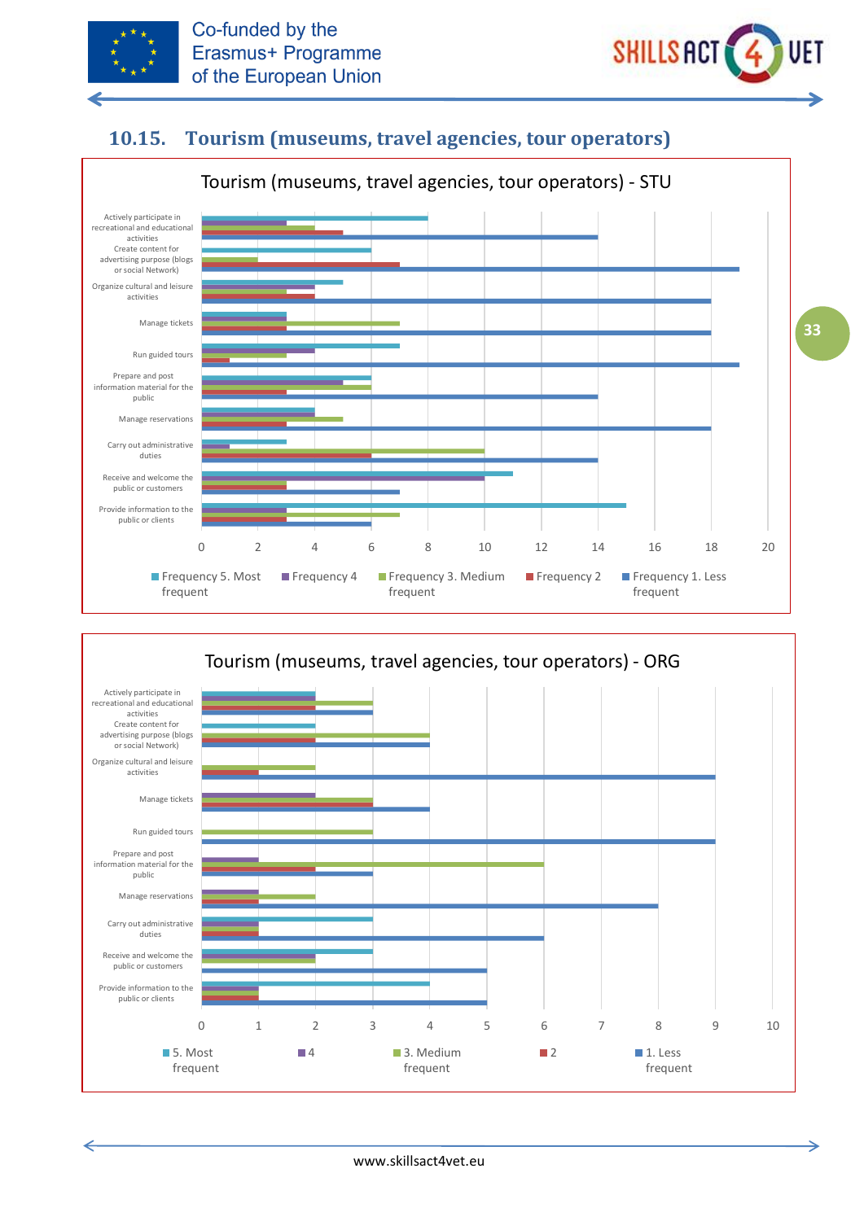## 10.15. Tourism (museums, travel agencies, tour operators)

Tourism (museums, travel agencies, tour operators) - STU

| Activity | Frequency 5. Most frequent | Frequency 4 | Frequency 3. Medium frequent | Frequency 2 | Frequency 1. Less frequent |
|---|---|---|---|---|---|
| Actively participate in recreational and educational activities | 8 | 3 | 4 | 5 | 14 |
| Create content for advertising purpose (blogs or social Network) | 6 | 0 | 2 | 7 | 19 |
| Organize cultural and leisure activities | 5 | 4 | 3 | 4 | 18 |
| Manage tickets | 3 | 3 | 7 | 3 | 18 |
| Run guided tours | 7 | 4 | 3 | 1 | 19 |
| Prepare and post information material for the public | 6 | 5 | 6 | 3 | 14 |
| Manage reservations | 4 | 4 | 5 | 3 | 18 |
| Carry out administrative duties | 3 | 1 | 10 | 6 | 14 |
| Receive and welcome the public or customers | 11 | 10 | 3 | 3 | 7 |
| Provide information to the public or clients | 15 | 3 | 7 | 3 | 6 |

Tourism (museums, travel agencies, tour operators) - ORG

| Activity | 5. Most frequent | 4 | 3. Medium frequent | 2 | 1. Less frequent |
|---|---|---|---|---|---|
| Actively participate in recreational and educational activities | 2 | 2 | 3 | 2 | 3 |
| Create content for advertising purpose (blogs or social Network) | 2 | 0 | 4 | 2 | 4 |
| Organize cultural and leisure activities | 0 | 0 | 2 | 1 | 9 |
| Manage tickets | 0 | 2 | 3 | 3 | 4 |
| Run guided tours | 0 | 0 | 3 | 0 | 9 |
| Prepare and post information material for the public | 0 | 1 | 6 | 2 | 3 |
| Manage reservations | 0 | 1 | 2 | 1 | 8 |
| Carry out administrative duties | 3 | 1 | 1 | 1 | 6 |
| Receive and welcome the public or customers | 3 | 2 | 2 | 0 | 5 |
| Provide information to the public or clients | 4 | 1 | 1 | 1 | 5 |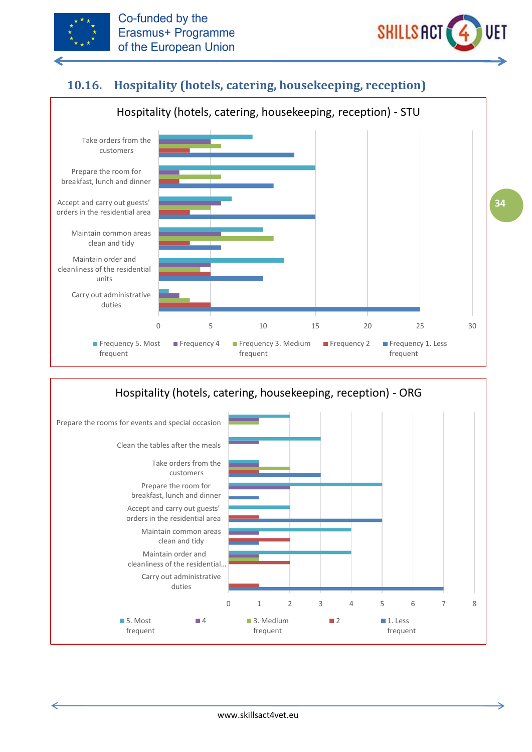## 10.16. Hospitality (hotels, catering, housekeeping, reception)

Hospitality (hotels, catering, housekeeping, reception) - STU

| Task | Frequency 5. Most frequent | Frequency 4 | Frequency 3. Medium frequent | Frequency 2 | Frequency 1. Less frequent |
|---|---|---|---|---|---|
| Take orders from the customers | 9 | 5 | 6 | 3 | 13 |
| Prepare the room for breakfast, lunch and dinner | 15 | 2 | 6 | 2 | 11 |
| Accept and carry out guests' orders in the residential area | 7 | 6 | 5 | 3 | 15 |
| Maintain common areas clean and tidy | 10 | 6 | 11 | 3 | 6 |
| Maintain order and cleanliness of the residential units | 12 | 5 | 4 | 5 | 10 |
| Carry out administrative duties | 1 | 2 | 3 | 5 | 25 |

Hospitality (hotels, catering, housekeeping, reception) - ORG

| Task | 5. Most frequent | 4 | 3. Medium frequent | 2 | 1. Less frequent |
|---|---|---|---|---|---|
| Prepare the rooms for events and special occasion | 2 | 1 | 1 | | |
| Clean the tables after the meals | 3 | 1 | | | |
| Take orders from the customers | 1 | 1 | 2 | 1 | 3 |
| Prepare the room for breakfast, lunch and dinner | 5 | 2 | | | 1 |
| Accept and carry out guests' orders in the residential area | 2 | | | 1 | 5 |
| Maintain common areas clean and tidy | 4 | 1 | | 2 | 1 |
| Maintain order and cleanliness of the residential... | 4 | 1 | 1 | 2 | |
| Carry out administrative duties | | | | 1 | 7 |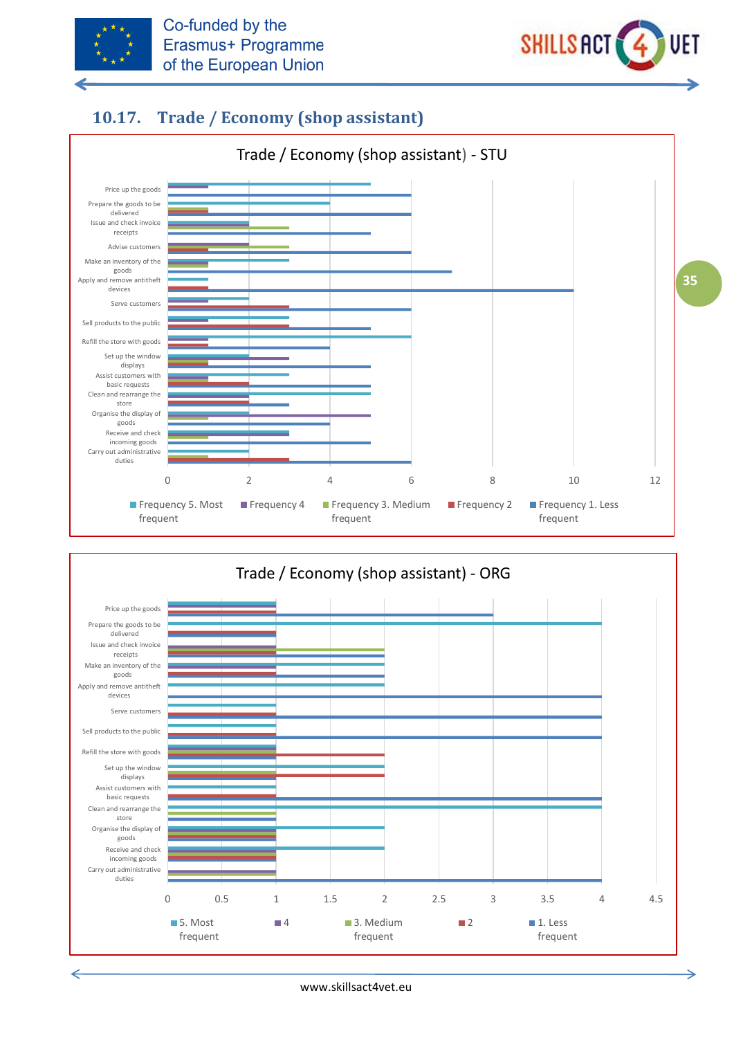## 10.17. Trade / Economy (shop assistant)

Trade / Economy (shop assistant) - STU

Price up the goods
Prepare the goods to be delivered
Issue and check invoice receipts
Advise customers
Make an inventory of the goods
Apply and remove antitheft devices
Serve customers
Sell products to the public
Refill the store with goods
Set up the window displays
Assist customers with basic requests
Clean and rearrange the store
Organise the display of goods
Receive and check incoming goods
Carry out administrative duties

0 2 4 6 8 10 12

Frequency 5. Most frequent
Frequency 4
Frequency 3. Medium frequent
Frequency 2
Frequency 1. Less frequent

Trade / Economy (shop assistant) - ORG

Price up the goods
Prepare the goods to be delivered
Issue and check invoice receipts
Make an inventory of the goods
Apply and remove antitheft devices
Serve customers
Sell products to the public
Refill the store with goods
Set up the window displays
Assist customers with basic requests
Clean and rearrange the store
Organise the display of goods
Receive and check incoming goods
Carry out administrative duties

0 0.5 1 1.5 2 2.5 3 3.5 4 4.5

5. Most frequent
4
3. Medium frequent
2
1. Less frequent